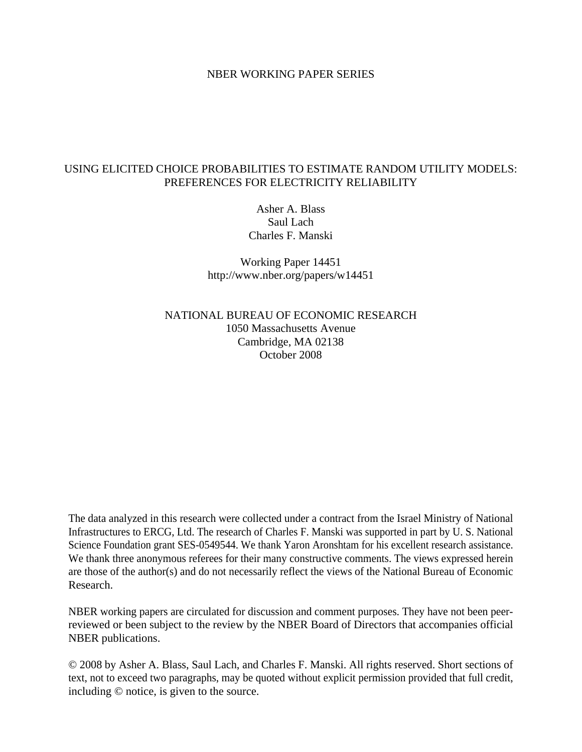NBER WORKING PAPER SERIES

# USING ELICITED CHOICE PROBABILITIES TO ESTIMATE RANDOM UTILITY MODELS: PREFERENCES FOR ELECTRICITY RELIABILITY

Asher A. Blass
Saul Lach
Charles F. Manski

Working Paper 14451
http://www.nber.org/papers/w14451

NATIONAL BUREAU OF ECONOMIC RESEARCH
1050 Massachusetts Avenue
Cambridge, MA 02138
October 2008

The data analyzed in this research were collected under a contract from the Israel Ministry of National Infrastructures to ERCG, Ltd. The research of Charles F. Manski was supported in part by U. S. National Science Foundation grant SES-0549544. We thank Yaron Aronshtam for his excellent research assistance. We thank three anonymous referees for their many constructive comments. The views expressed herein are those of the author(s) and do not necessarily reflect the views of the National Bureau of Economic Research.

NBER working papers are circulated for discussion and comment purposes. They have not been peer-reviewed or been subject to the review by the NBER Board of Directors that accompanies official NBER publications.

© 2008 by Asher A. Blass, Saul Lach, and Charles F. Manski. All rights reserved. Short sections of text, not to exceed two paragraphs, may be quoted without explicit permission provided that full credit, including © notice, is given to the source.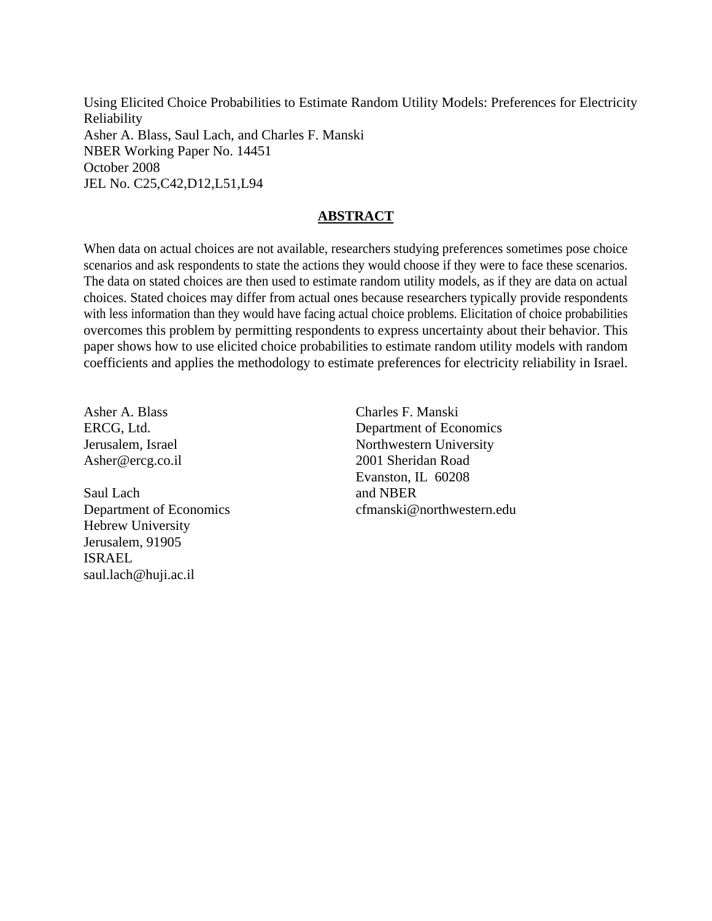Using Elicited Choice Probabilities to Estimate Random Utility Models: Preferences for Electricity Reliability
Asher A. Blass, Saul Lach, and Charles F. Manski
NBER Working Paper No. 14451
October 2008
JEL No. C25,C42,D12,L51,L94

## ABSTRACT

When data on actual choices are not available, researchers studying preferences sometimes pose choice scenarios and ask respondents to state the actions they would choose if they were to face these scenarios. The data on stated choices are then used to estimate random utility models, as if they are data on actual choices. Stated choices may differ from actual ones because researchers typically provide respondents with less information than they would have facing actual choice problems. Elicitation of choice probabilities overcomes this problem by permitting respondents to express uncertainty about their behavior. This paper shows how to use elicited choice probabilities to estimate random utility models with random coefficients and applies the methodology to estimate preferences for electricity reliability in Israel.

Asher A. Blass
ERCG, Ltd.
Jerusalem, Israel
Asher@ercg.co.il

Saul Lach
Department of Economics
Hebrew University
Jerusalem, 91905
ISRAEL
saul.lach@huji.ac.il

Charles F. Manski
Department of Economics
Northwestern University
2001 Sheridan Road
Evanston, IL 60208
and NBER
cfmanski@northwestern.edu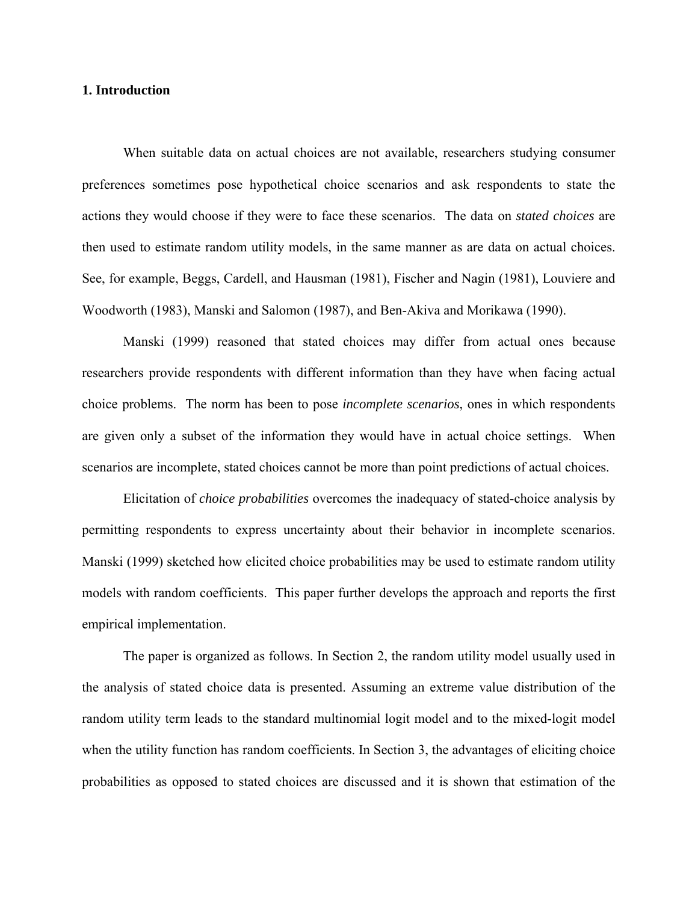## 1. Introduction

When suitable data on actual choices are not available, researchers studying consumer preferences sometimes pose hypothetical choice scenarios and ask respondents to state the actions they would choose if they were to face these scenarios. The data on *stated choices* are then used to estimate random utility models, in the same manner as are data on actual choices. See, for example, Beggs, Cardell, and Hausman (1981), Fischer and Nagin (1981), Louviere and Woodworth (1983), Manski and Salomon (1987), and Ben-Akiva and Morikawa (1990).

Manski (1999) reasoned that stated choices may differ from actual ones because researchers provide respondents with different information than they have when facing actual choice problems. The norm has been to pose *incomplete scenarios*, ones in which respondents are given only a subset of the information they would have in actual choice settings. When scenarios are incomplete, stated choices cannot be more than point predictions of actual choices.

Elicitation of *choice probabilities* overcomes the inadequacy of stated-choice analysis by permitting respondents to express uncertainty about their behavior in incomplete scenarios. Manski (1999) sketched how elicited choice probabilities may be used to estimate random utility models with random coefficients. This paper further develops the approach and reports the first empirical implementation.

The paper is organized as follows. In Section 2, the random utility model usually used in the analysis of stated choice data is presented. Assuming an extreme value distribution of the random utility term leads to the standard multinomial logit model and to the mixed-logit model when the utility function has random coefficients. In Section 3, the advantages of eliciting choice probabilities as opposed to stated choices are discussed and it is shown that estimation of the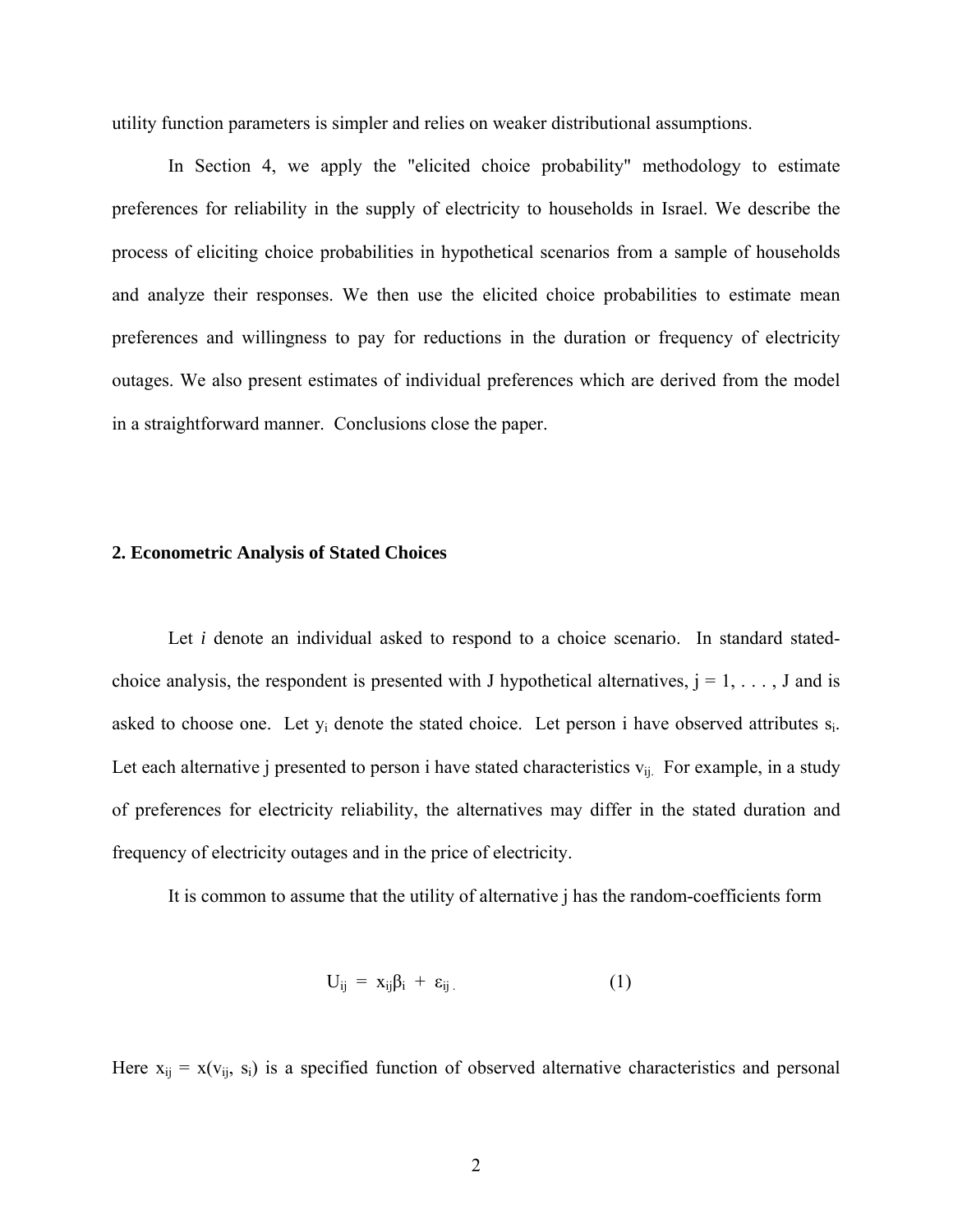utility function parameters is simpler and relies on weaker distributional assumptions.

In Section 4, we apply the "elicited choice probability" methodology to estimate preferences for reliability in the supply of electricity to households in Israel. We describe the process of eliciting choice probabilities in hypothetical scenarios from a sample of households and analyze their responses. We then use the elicited choice probabilities to estimate mean preferences and willingness to pay for reductions in the duration or frequency of electricity outages. We also present estimates of individual preferences which are derived from the model in a straightforward manner. Conclusions close the paper.

## 2. Econometric Analysis of Stated Choices

Let *i* denote an individual asked to respond to a choice scenario. In standard stated-choice analysis, the respondent is presented with J hypothetical alternatives, $j = 1, \ldots, J$ and is asked to choose one. Let $y_i$ denote the stated choice. Let person i have observed attributes $s_i$. Let each alternative j presented to person i have stated characteristics $v_{ij}$. For example, in a study of preferences for electricity reliability, the alternatives may differ in the stated duration and frequency of electricity outages and in the price of electricity.

It is common to assume that the utility of alternative j has the random-coefficients form

$$U_{ij} = x_{ij}\beta_i + \varepsilon_{ij} . \qquad (1)$$

Here $x_{ij} = x(v_{ij}, s_i)$ is a specified function of observed alternative characteristics and personal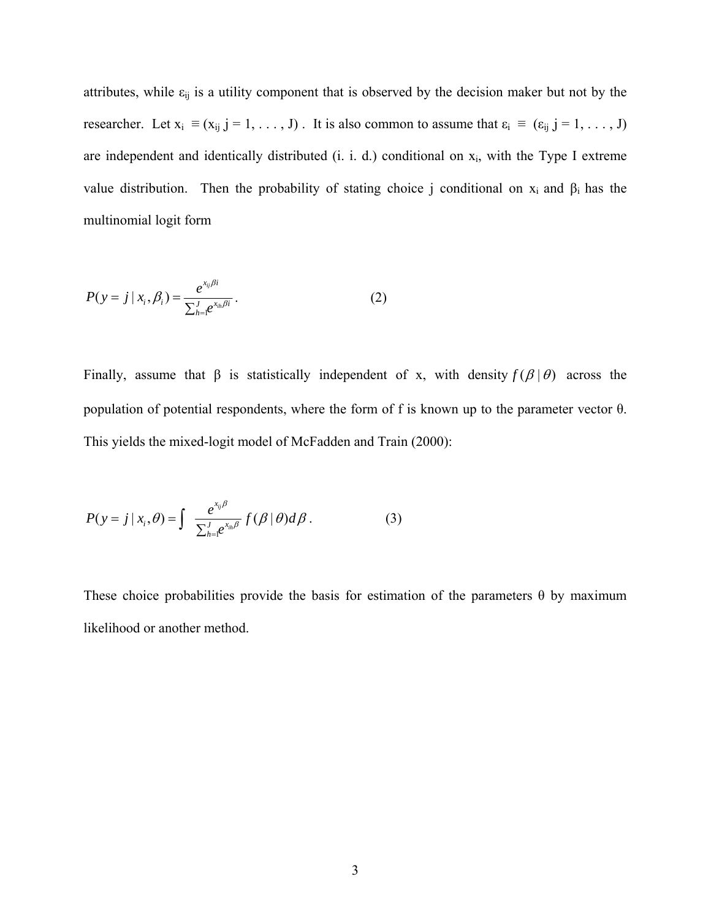attributes, while $\varepsilon_{ij}$ is a utility component that is observed by the decision maker but not by the researcher. Let $x_i \equiv (x_{ij}\ j = 1, \ldots, J)$ . It is also common to assume that $\varepsilon_i \equiv (\varepsilon_{ij}\ j = 1, \ldots, J)$ are independent and identically distributed (i. i. d.) conditional on $x_i$, with the Type I extreme value distribution. Then the probability of stating choice j conditional on $x_i$ and $\beta_i$ has the multinomial logit form

$$P(y = j \mid x_i, \beta_i) = \frac{e^{x_{ij}\beta i}}{\sum_{h=1}^{J} e^{x_{ih}\beta i}} . \qquad (2)$$

Finally, assume that β is statistically independent of x, with density $f(\beta \mid \theta)$ across the population of potential respondents, where the form of f is known up to the parameter vector θ. This yields the mixed-logit model of McFadden and Train (2000):

$$P(y = j \mid x_i, \theta) = \int \frac{e^{x_{ij}\beta}}{\sum_{h=1}^{J} e^{x_{ih}\beta}} f(\beta \mid \theta) d\beta . \qquad (3)$$

These choice probabilities provide the basis for estimation of the parameters θ by maximum likelihood or another method.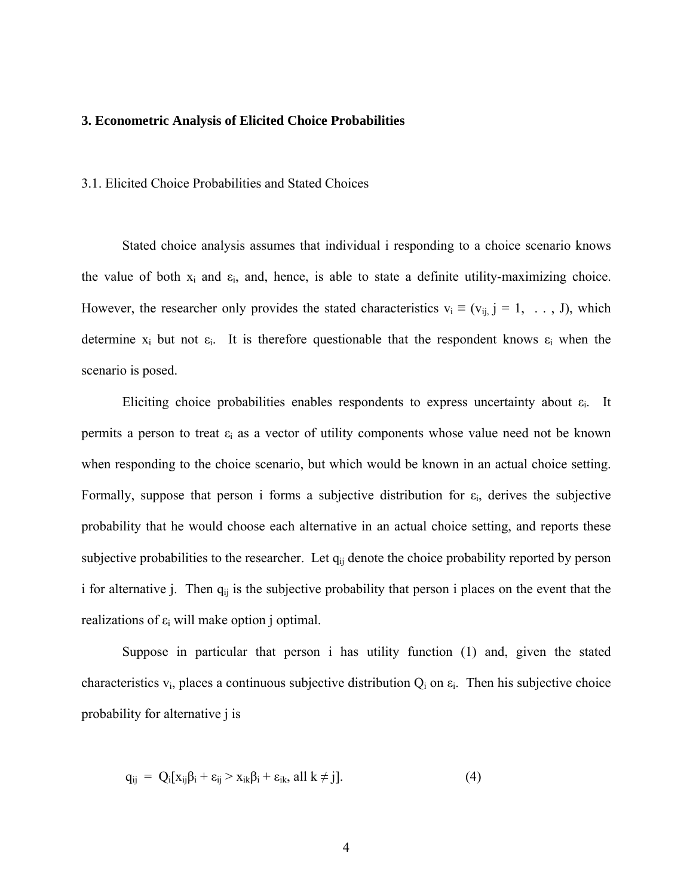## 3. Econometric Analysis of Elicited Choice Probabilities

### 3.1. Elicited Choice Probabilities and Stated Choices

Stated choice analysis assumes that individual i responding to a choice scenario knows the value of both $x_i$ and $\varepsilon_i$, and, hence, is able to state a definite utility-maximizing choice. However, the researcher only provides the stated characteristics $v_i \equiv (v_{ij}, j = 1, \ldots, J)$, which determine $x_i$ but not $\varepsilon_i$. It is therefore questionable that the respondent knows $\varepsilon_i$ when the scenario is posed.

Eliciting choice probabilities enables respondents to express uncertainty about $\varepsilon_i$. It permits a person to treat $\varepsilon_i$ as a vector of utility components whose value need not be known when responding to the choice scenario, but which would be known in an actual choice setting. Formally, suppose that person i forms a subjective distribution for $\varepsilon_i$, derives the subjective probability that he would choose each alternative in an actual choice setting, and reports these subjective probabilities to the researcher. Let $q_{ij}$ denote the choice probability reported by person i for alternative j. Then $q_{ij}$ is the subjective probability that person i places on the event that the realizations of $\varepsilon_i$ will make option j optimal.

Suppose in particular that person i has utility function (1) and, given the stated characteristics $v_i$, places a continuous subjective distribution $Q_i$ on $\varepsilon_i$. Then his subjective choice probability for alternative j is

$$q_{ij} = Q_i[x_{ij}\beta_i + \varepsilon_{ij} > x_{ik}\beta_i + \varepsilon_{ik}, \text{ all } k \neq j]. \qquad (4)$$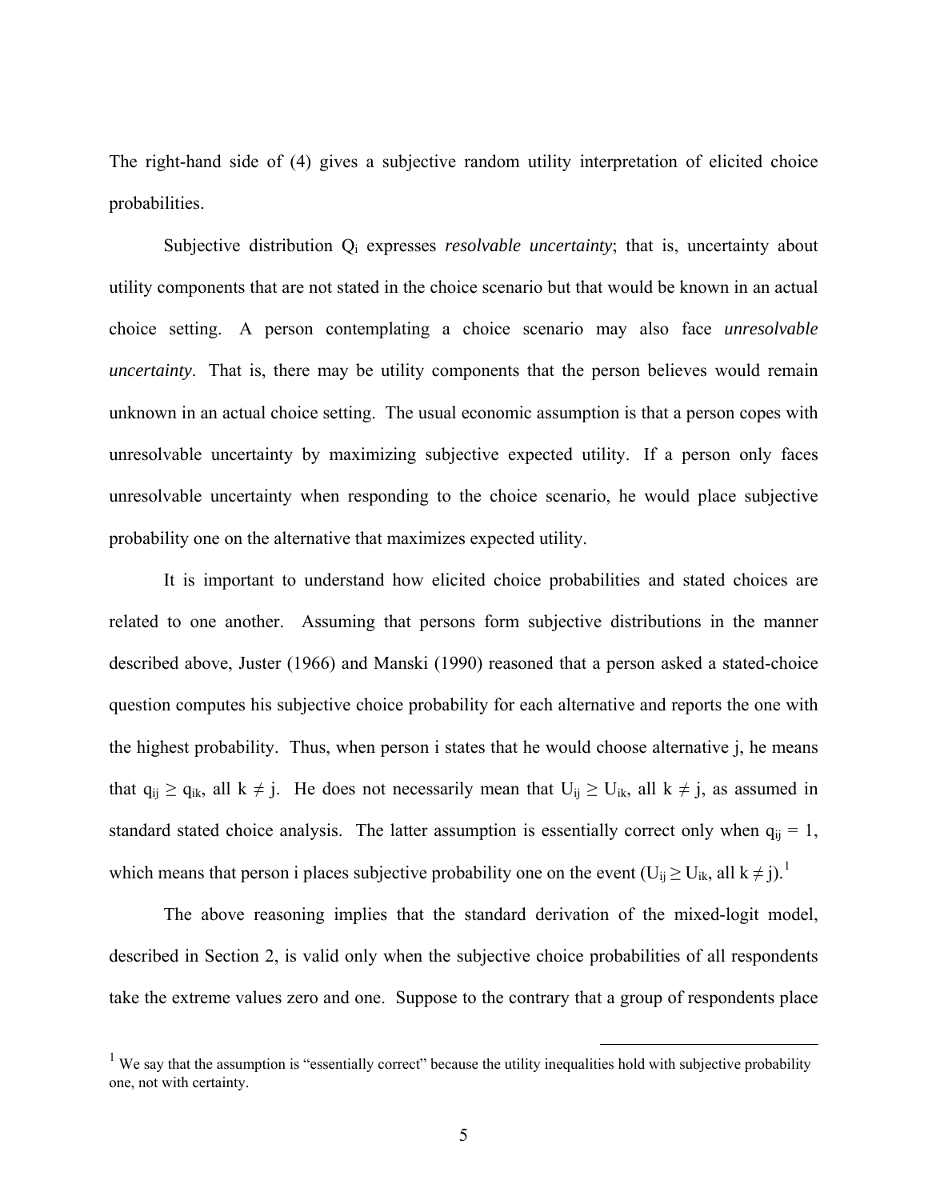The right-hand side of (4) gives a subjective random utility interpretation of elicited choice probabilities.

Subjective distribution $Q_i$ expresses *resolvable uncertainty*; that is, uncertainty about utility components that are not stated in the choice scenario but that would be known in an actual choice setting. A person contemplating a choice scenario may also face *unresolvable uncertainty*. That is, there may be utility components that the person believes would remain unknown in an actual choice setting. The usual economic assumption is that a person copes with unresolvable uncertainty by maximizing subjective expected utility. If a person only faces unresolvable uncertainty when responding to the choice scenario, he would place subjective probability one on the alternative that maximizes expected utility.

It is important to understand how elicited choice probabilities and stated choices are related to one another. Assuming that persons form subjective distributions in the manner described above, Juster (1966) and Manski (1990) reasoned that a person asked a stated-choice question computes his subjective choice probability for each alternative and reports the one with the highest probability. Thus, when person i states that he would choose alternative j, he means that $q_{ij} \geq q_{ik}$, all $k \neq j$. He does not necessarily mean that $U_{ij} \geq U_{ik}$, all $k \neq j$, as assumed in standard stated choice analysis. The latter assumption is essentially correct only when $q_{ij} = 1$, which means that person i places subjective probability one on the event ($U_{ij} \geq U_{ik}$, all $k \neq j$).[1]

The above reasoning implies that the standard derivation of the mixed-logit model, described in Section 2, is valid only when the subjective choice probabilities of all respondents take the extreme values zero and one. Suppose to the contrary that a group of respondents place

[1] We say that the assumption is "essentially correct" because the utility inequalities hold with subjective probability one, not with certainty.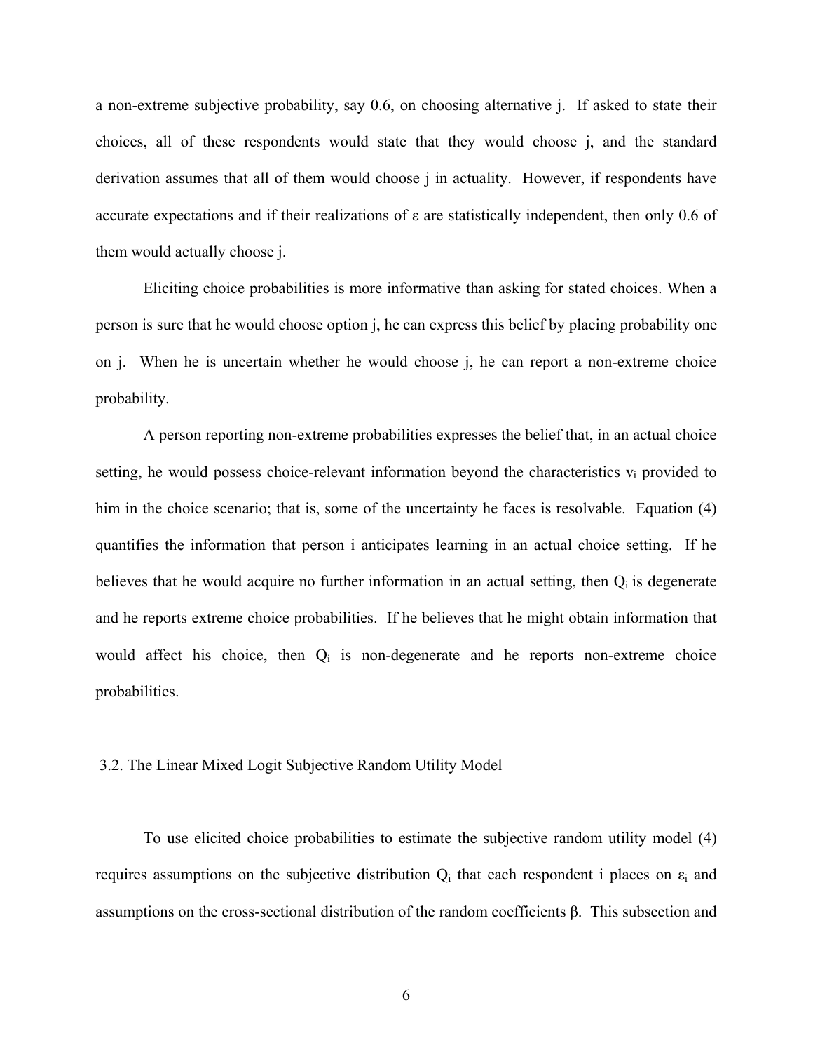a non-extreme subjective probability, say 0.6, on choosing alternative j. If asked to state their choices, all of these respondents would state that they would choose j, and the standard derivation assumes that all of them would choose j in actuality. However, if respondents have accurate expectations and if their realizations of $\varepsilon$ are statistically independent, then only 0.6 of them would actually choose j.

Eliciting choice probabilities is more informative than asking for stated choices. When a person is sure that he would choose option j, he can express this belief by placing probability one on j. When he is uncertain whether he would choose j, he can report a non-extreme choice probability.

A person reporting non-extreme probabilities expresses the belief that, in an actual choice setting, he would possess choice-relevant information beyond the characteristics $v_i$ provided to him in the choice scenario; that is, some of the uncertainty he faces is resolvable. Equation (4) quantifies the information that person i anticipates learning in an actual choice setting. If he believes that he would acquire no further information in an actual setting, then $Q_i$ is degenerate and he reports extreme choice probabilities. If he believes that he might obtain information that would affect his choice, then $Q_i$ is non-degenerate and he reports non-extreme choice probabilities.

### 3.2. The Linear Mixed Logit Subjective Random Utility Model

To use elicited choice probabilities to estimate the subjective random utility model (4) requires assumptions on the subjective distribution $Q_i$ that each respondent i places on $\varepsilon_i$ and assumptions on the cross-sectional distribution of the random coefficients $\beta$. This subsection and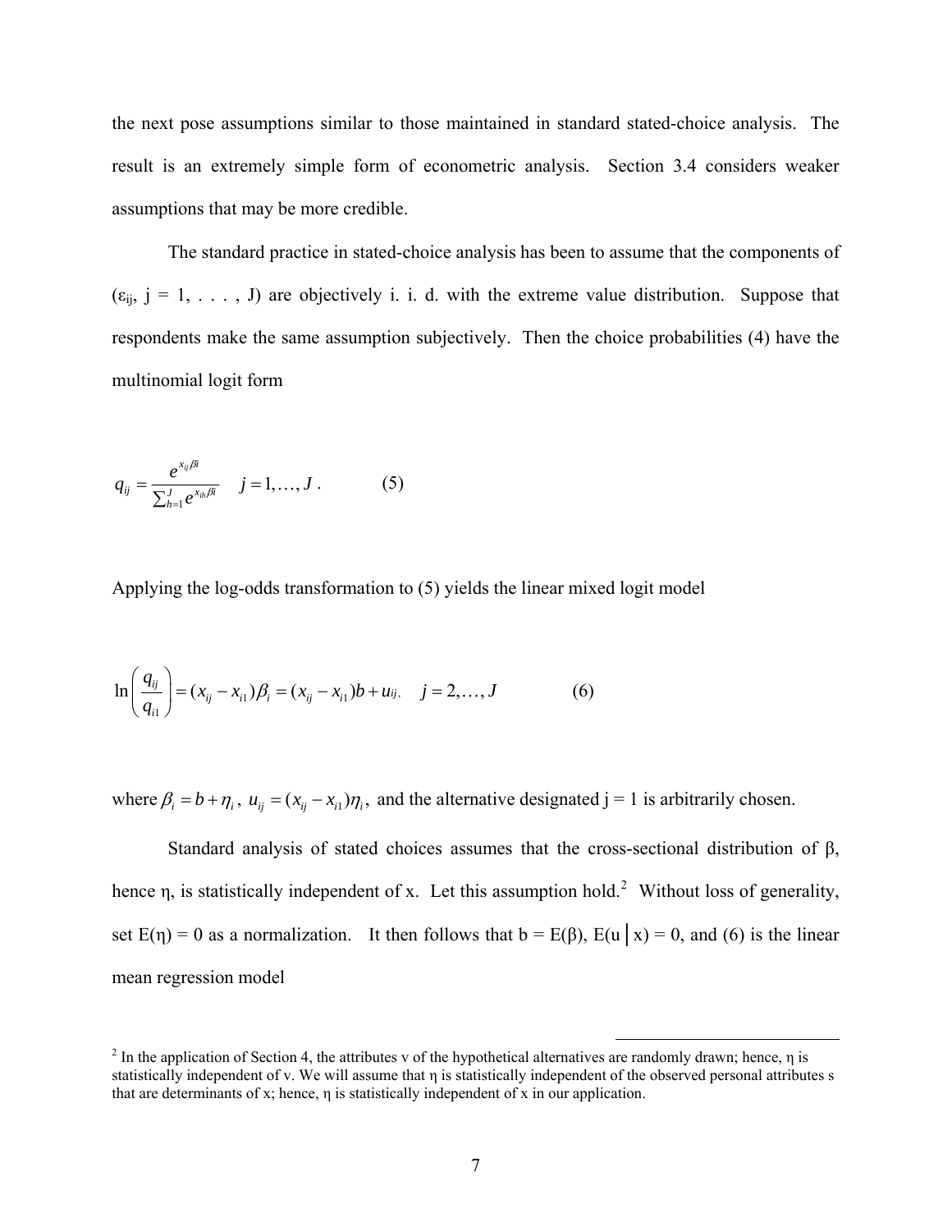the next pose assumptions similar to those maintained in standard stated-choice analysis. The result is an extremely simple form of econometric analysis. Section 3.4 considers weaker assumptions that may be more credible.

The standard practice in stated-choice analysis has been to assume that the components of ($\varepsilon_{ij}$, j = 1, . . . , J) are objectively i. i. d. with the extreme value distribution. Suppose that respondents make the same assumption subjectively. Then the choice probabilities (4) have the multinomial logit form

$$q_{ij} = \frac{e^{x_{ij}\beta i}}{\sum_{h=1}^{J} e^{x_{ih}\beta i}} \quad j = 1, \ldots, J\ . \qquad (5)$$

Applying the log-odds transformation to (5) yields the linear mixed logit model

$$\ln\left(\frac{q_{ij}}{q_{i1}}\right) = (x_{ij} - x_{i1})\beta_i = (x_{ij} - x_{i1})b + u_{ij}, \quad j = 2, \ldots, J \qquad (6)$$

where $\beta_i = b + \eta_i$, $u_{ij} = (x_{ij} - x_{i1})\eta_i$, and the alternative designated j = 1 is arbitrarily chosen.

Standard analysis of stated choices assumes that the cross-sectional distribution of $\beta$, hence $\eta$, is statistically independent of x. Let this assumption hold.[2] Without loss of generality, set $E(\eta) = 0$ as a normalization. It then follows that $b = E(\beta)$, $E(u \mid x) = 0$, and (6) is the linear mean regression model

[2] In the application of Section 4, the attributes v of the hypothetical alternatives are randomly drawn; hence, $\eta$ is statistically independent of v. We will assume that $\eta$ is statistically independent of the observed personal attributes s that are determinants of x; hence, $\eta$ is statistically independent of x in our application.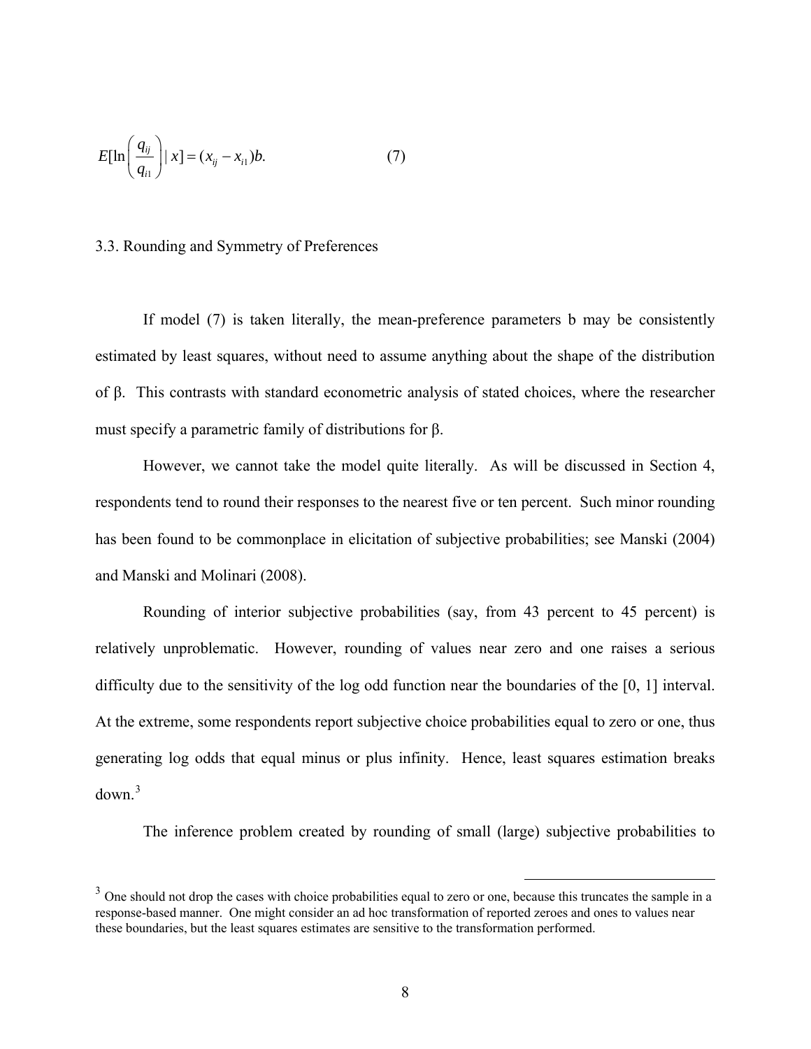$$E[\ln\left(\frac{q_{ij}}{q_{i1}}\right) | x] = (x_{ij} - x_{i1})b. \qquad (7)$$

### 3.3. Rounding and Symmetry of Preferences

If model (7) is taken literally, the mean-preference parameters b may be consistently estimated by least squares, without need to assume anything about the shape of the distribution of β. This contrasts with standard econometric analysis of stated choices, where the researcher must specify a parametric family of distributions for β.

However, we cannot take the model quite literally. As will be discussed in Section 4, respondents tend to round their responses to the nearest five or ten percent. Such minor rounding has been found to be commonplace in elicitation of subjective probabilities; see Manski (2004) and Manski and Molinari (2008).

Rounding of interior subjective probabilities (say, from 43 percent to 45 percent) is relatively unproblematic. However, rounding of values near zero and one raises a serious difficulty due to the sensitivity of the log odd function near the boundaries of the [0, 1] interval. At the extreme, some respondents report subjective choice probabilities equal to zero or one, thus generating log odds that equal minus or plus infinity. Hence, least squares estimation breaks down.[3]

The inference problem created by rounding of small (large) subjective probabilities to

[3] One should not drop the cases with choice probabilities equal to zero or one, because this truncates the sample in a response-based manner. One might consider an ad hoc transformation of reported zeroes and ones to values near these boundaries, but the least squares estimates are sensitive to the transformation performed.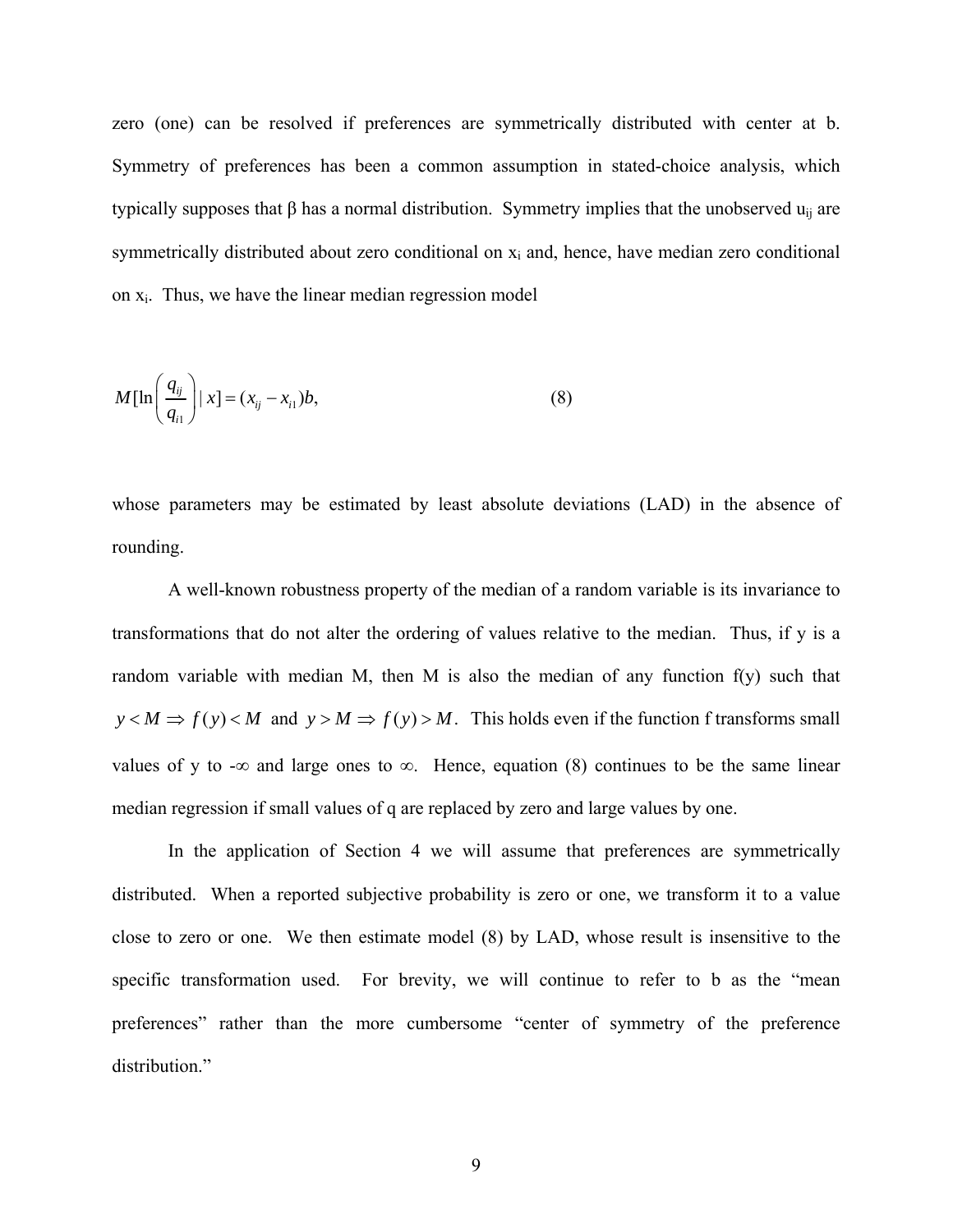zero (one) can be resolved if preferences are symmetrically distributed with center at b. Symmetry of preferences has been a common assumption in stated-choice analysis, which typically supposes that β has a normal distribution. Symmetry implies that the unobserved $u_{ij}$ are symmetrically distributed about zero conditional on $x_i$ and, hence, have median zero conditional on $x_i$. Thus, we have the linear median regression model

$$M[\ln\left(\frac{q_{ij}}{q_{i1}}\right) | x] = (x_{ij} - x_{i1})b, \tag{8}$$

whose parameters may be estimated by least absolute deviations (LAD) in the absence of rounding.

A well-known robustness property of the median of a random variable is its invariance to transformations that do not alter the ordering of values relative to the median. Thus, if y is a random variable with median M, then M is also the median of any function f(y) such that $y < M \Rightarrow f(y) < M$ and $y > M \Rightarrow f(y) > M$. This holds even if the function f transforms small values of y to $-\infty$ and large ones to $\infty$. Hence, equation (8) continues to be the same linear median regression if small values of q are replaced by zero and large values by one.

In the application of Section 4 we will assume that preferences are symmetrically distributed. When a reported subjective probability is zero or one, we transform it to a value close to zero or one. We then estimate model (8) by LAD, whose result is insensitive to the specific transformation used. For brevity, we will continue to refer to b as the "mean preferences" rather than the more cumbersome "center of symmetry of the preference distribution."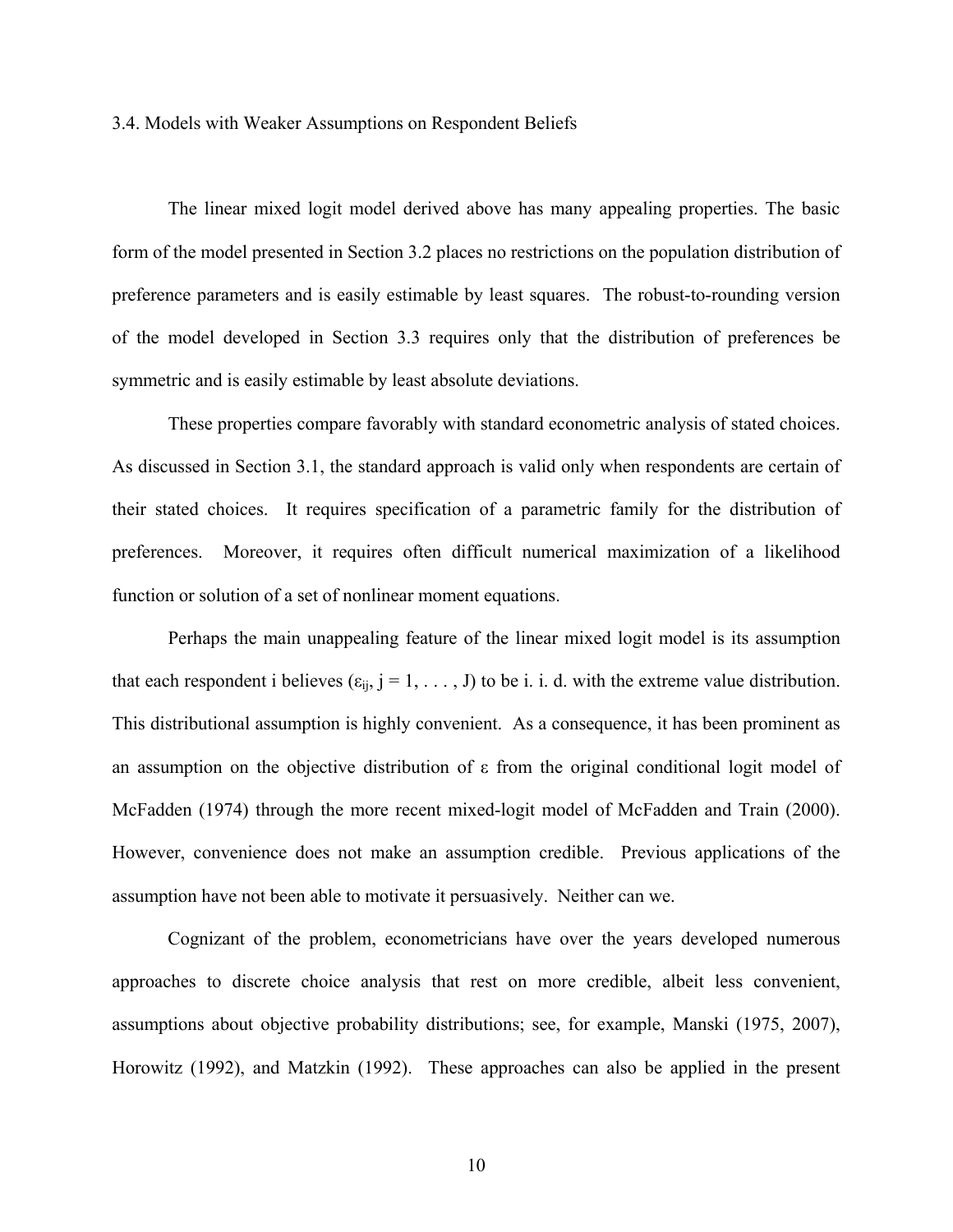### 3.4. Models with Weaker Assumptions on Respondent Beliefs

The linear mixed logit model derived above has many appealing properties. The basic form of the model presented in Section 3.2 places no restrictions on the population distribution of preference parameters and is easily estimable by least squares. The robust-to-rounding version of the model developed in Section 3.3 requires only that the distribution of preferences be symmetric and is easily estimable by least absolute deviations.

These properties compare favorably with standard econometric analysis of stated choices. As discussed in Section 3.1, the standard approach is valid only when respondents are certain of their stated choices. It requires specification of a parametric family for the distribution of preferences. Moreover, it requires often difficult numerical maximization of a likelihood function or solution of a set of nonlinear moment equations.

Perhaps the main unappealing feature of the linear mixed logit model is its assumption that each respondent i believes ($\varepsilon_{ij}$, j = 1, . . . , J) to be i. i. d. with the extreme value distribution. This distributional assumption is highly convenient. As a consequence, it has been prominent as an assumption on the objective distribution of $\varepsilon$ from the original conditional logit model of McFadden (1974) through the more recent mixed-logit model of McFadden and Train (2000). However, convenience does not make an assumption credible. Previous applications of the assumption have not been able to motivate it persuasively. Neither can we.

Cognizant of the problem, econometricians have over the years developed numerous approaches to discrete choice analysis that rest on more credible, albeit less convenient, assumptions about objective probability distributions; see, for example, Manski (1975, 2007), Horowitz (1992), and Matzkin (1992). These approaches can also be applied in the present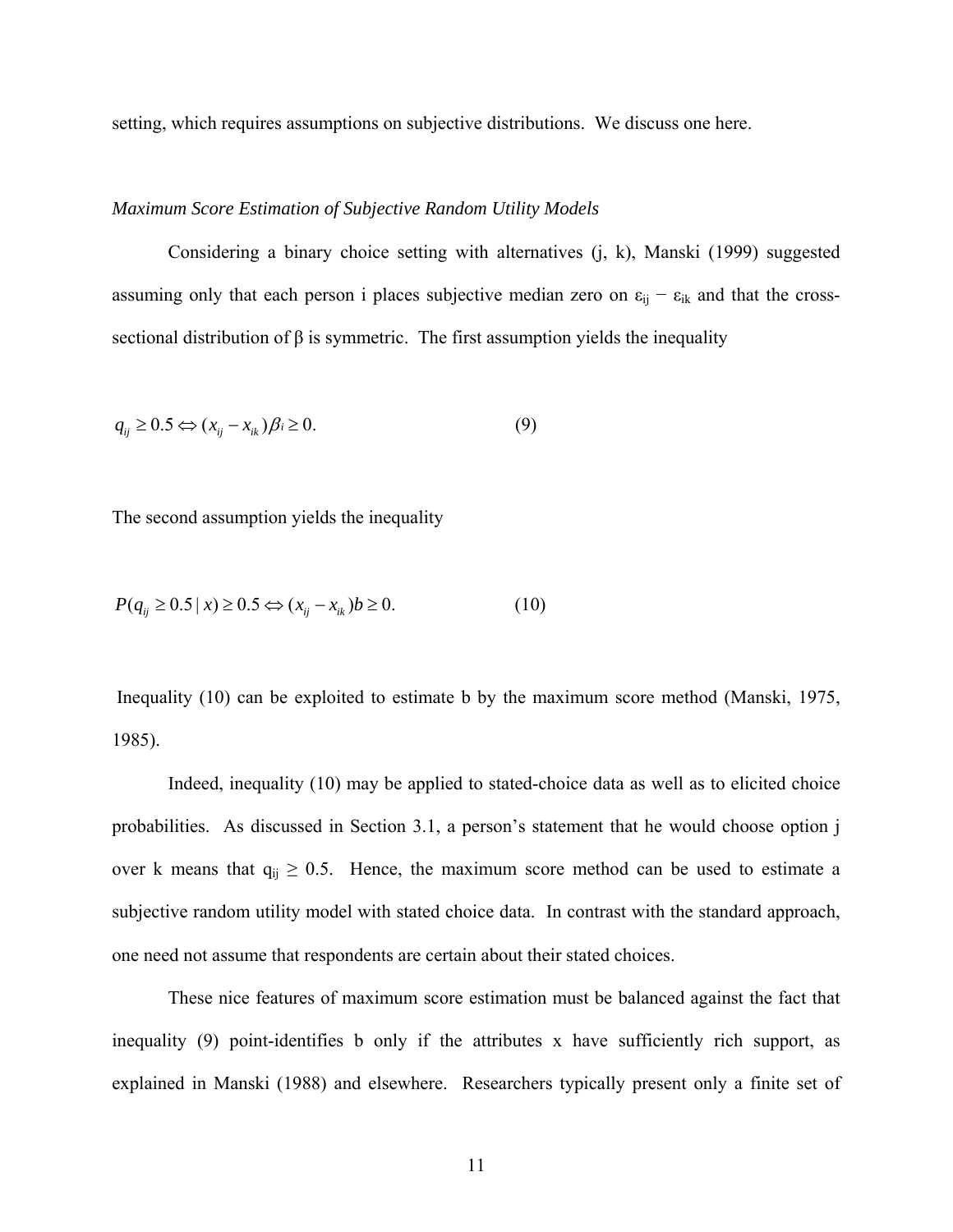setting, which requires assumptions on subjective distributions. We discuss one here.

*Maximum Score Estimation of Subjective Random Utility Models*

Considering a binary choice setting with alternatives (j, k), Manski (1999) suggested assuming only that each person i places subjective median zero on $\varepsilon_{ij} - \varepsilon_{ik}$ and that the cross-sectional distribution of β is symmetric. The first assumption yields the inequality

$$q_{ij} \geq 0.5 \Leftrightarrow (x_{ij} - x_{ik})\beta_i \geq 0. \qquad (9)$$

The second assumption yields the inequality

$$P(q_{ij} \geq 0.5 \mid x) \geq 0.5 \Leftrightarrow (x_{ij} - x_{ik})b \geq 0. \qquad (10)$$

Inequality (10) can be exploited to estimate b by the maximum score method (Manski, 1975, 1985).

Indeed, inequality (10) may be applied to stated-choice data as well as to elicited choice probabilities. As discussed in Section 3.1, a person's statement that he would choose option j over k means that $q_{ij} \geq 0.5$. Hence, the maximum score method can be used to estimate a subjective random utility model with stated choice data. In contrast with the standard approach, one need not assume that respondents are certain about their stated choices.

These nice features of maximum score estimation must be balanced against the fact that inequality (9) point-identifies b only if the attributes x have sufficiently rich support, as explained in Manski (1988) and elsewhere. Researchers typically present only a finite set of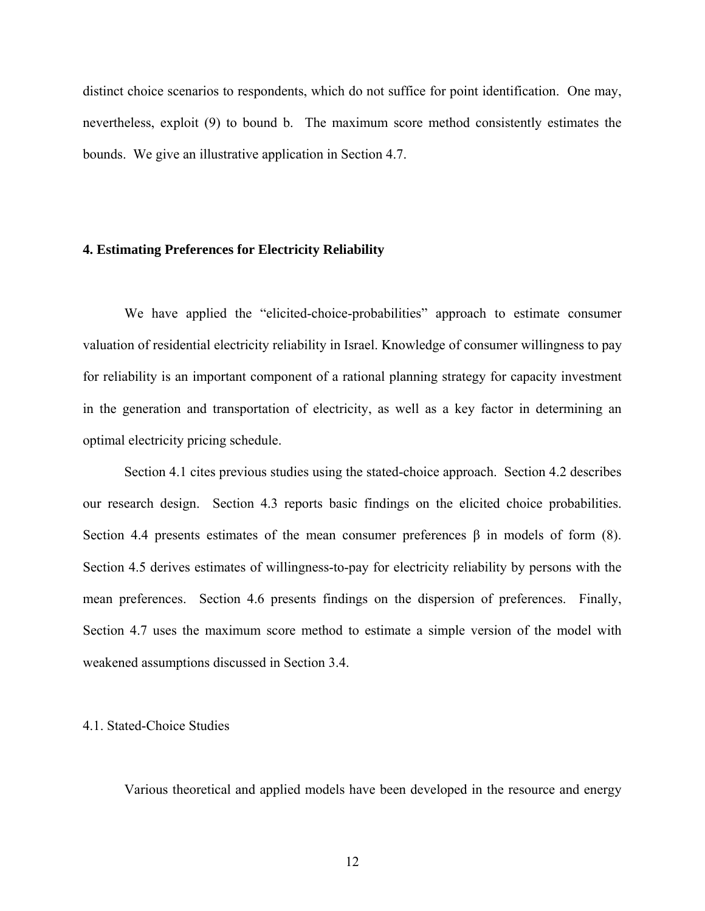distinct choice scenarios to respondents, which do not suffice for point identification. One may, nevertheless, exploit (9) to bound b. The maximum score method consistently estimates the bounds. We give an illustrative application in Section 4.7.

## 4. Estimating Preferences for Electricity Reliability

We have applied the "elicited-choice-probabilities" approach to estimate consumer valuation of residential electricity reliability in Israel. Knowledge of consumer willingness to pay for reliability is an important component of a rational planning strategy for capacity investment in the generation and transportation of electricity, as well as a key factor in determining an optimal electricity pricing schedule.

Section 4.1 cites previous studies using the stated-choice approach. Section 4.2 describes our research design. Section 4.3 reports basic findings on the elicited choice probabilities. Section 4.4 presents estimates of the mean consumer preferences $\beta$ in models of form (8). Section 4.5 derives estimates of willingness-to-pay for electricity reliability by persons with the mean preferences. Section 4.6 presents findings on the dispersion of preferences. Finally, Section 4.7 uses the maximum score method to estimate a simple version of the model with weakened assumptions discussed in Section 3.4.

### 4.1. Stated-Choice Studies

Various theoretical and applied models have been developed in the resource and energy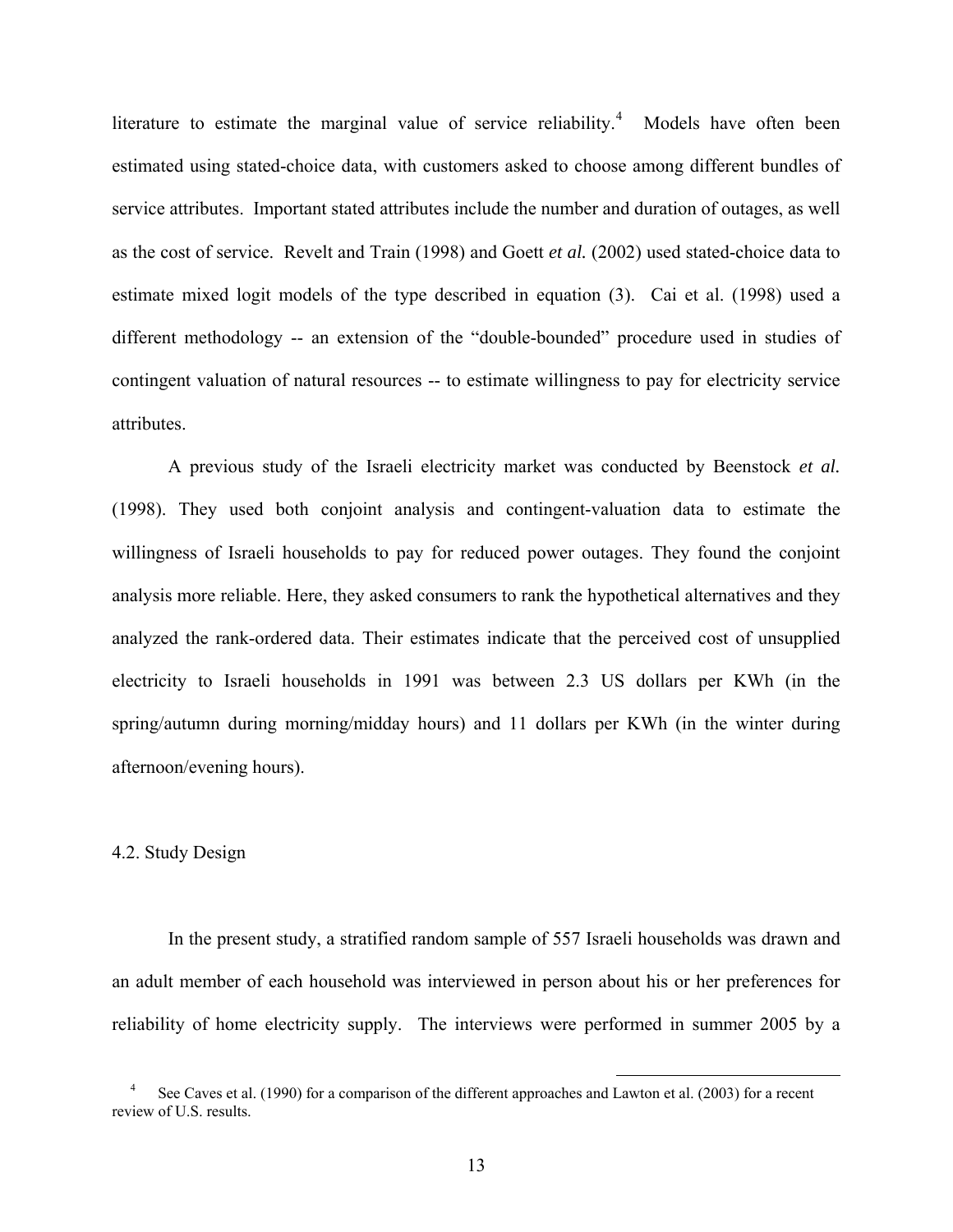literature to estimate the marginal value of service reliability.[4] Models have often been estimated using stated-choice data, with customers asked to choose among different bundles of service attributes. Important stated attributes include the number and duration of outages, as well as the cost of service. Revelt and Train (1998) and Goett *et al.* (2002) used stated-choice data to estimate mixed logit models of the type described in equation (3). Cai et al. (1998) used a different methodology -- an extension of the "double-bounded" procedure used in studies of contingent valuation of natural resources -- to estimate willingness to pay for electricity service attributes.

A previous study of the Israeli electricity market was conducted by Beenstock *et al.* (1998). They used both conjoint analysis and contingent-valuation data to estimate the willingness of Israeli households to pay for reduced power outages. They found the conjoint analysis more reliable. Here, they asked consumers to rank the hypothetical alternatives and they analyzed the rank-ordered data. Their estimates indicate that the perceived cost of unsupplied electricity to Israeli households in 1991 was between 2.3 US dollars per KWh (in the spring/autumn during morning/midday hours) and 11 dollars per KWh (in the winter during afternoon/evening hours).

## 4.2. Study Design

In the present study, a stratified random sample of 557 Israeli households was drawn and an adult member of each household was interviewed in person about his or her preferences for reliability of home electricity supply. The interviews were performed in summer 2005 by a

[4] See Caves et al. (1990) for a comparison of the different approaches and Lawton et al. (2003) for a recent review of U.S. results.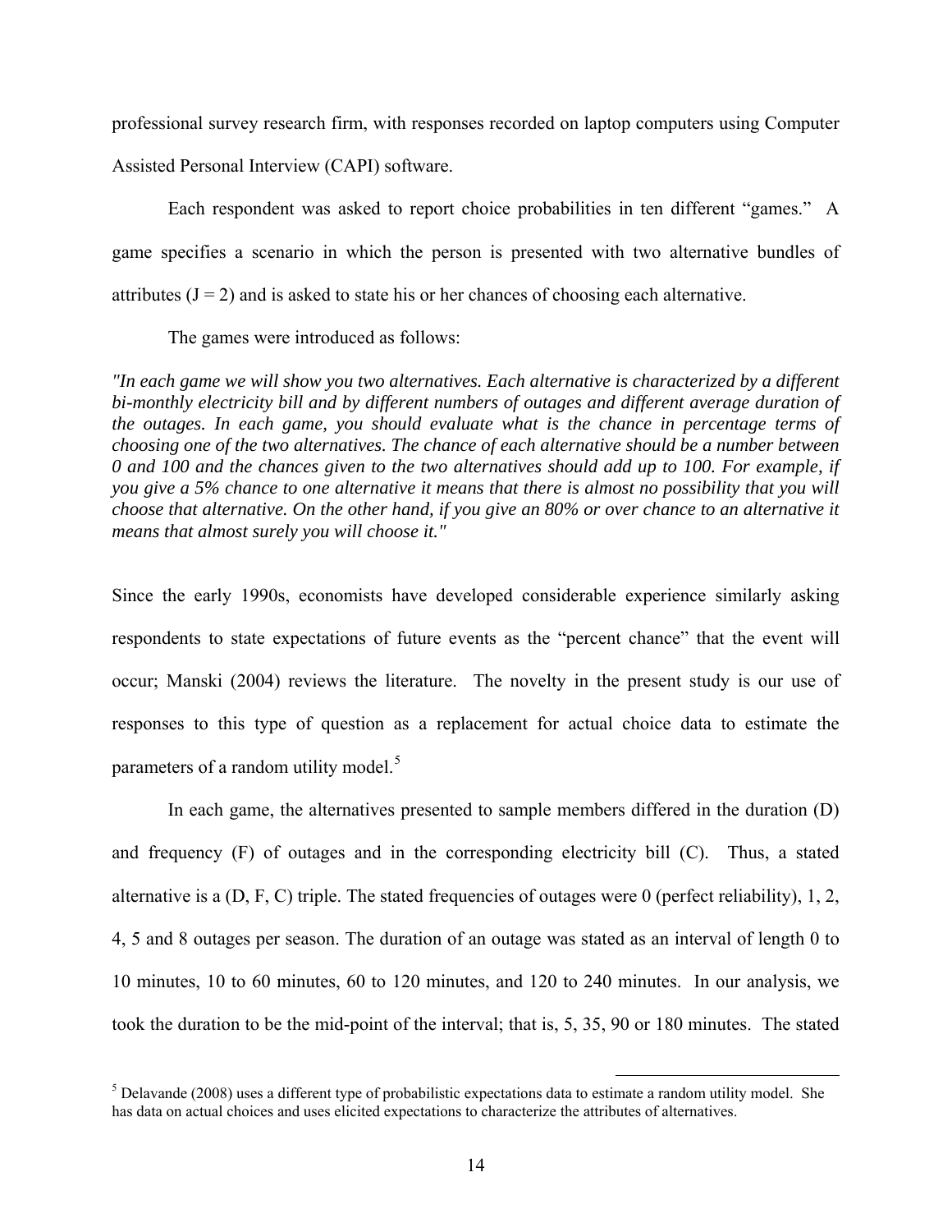professional survey research firm, with responses recorded on laptop computers using Computer Assisted Personal Interview (CAPI) software.

Each respondent was asked to report choice probabilities in ten different "games." A game specifies a scenario in which the person is presented with two alternative bundles of attributes ($J = 2$) and is asked to state his or her chances of choosing each alternative.

The games were introduced as follows:

*"In each game we will show you two alternatives. Each alternative is characterized by a different bi-monthly electricity bill and by different numbers of outages and different average duration of the outages. In each game, you should evaluate what is the chance in percentage terms of choosing one of the two alternatives. The chance of each alternative should be a number between 0 and 100 and the chances given to the two alternatives should add up to 100. For example, if you give a 5% chance to one alternative it means that there is almost no possibility that you will choose that alternative. On the other hand, if you give an 80% or over chance to an alternative it means that almost surely you will choose it."*

Since the early 1990s, economists have developed considerable experience similarly asking respondents to state expectations of future events as the "percent chance" that the event will occur; Manski (2004) reviews the literature. The novelty in the present study is our use of responses to this type of question as a replacement for actual choice data to estimate the parameters of a random utility model.[5]

In each game, the alternatives presented to sample members differed in the duration (D) and frequency (F) of outages and in the corresponding electricity bill (C). Thus, a stated alternative is a (D, F, C) triple. The stated frequencies of outages were 0 (perfect reliability), 1, 2, 4, 5 and 8 outages per season. The duration of an outage was stated as an interval of length 0 to 10 minutes, 10 to 60 minutes, 60 to 120 minutes, and 120 to 240 minutes. In our analysis, we took the duration to be the mid-point of the interval; that is, 5, 35, 90 or 180 minutes. The stated

[5] Delavande (2008) uses a different type of probabilistic expectations data to estimate a random utility model. She has data on actual choices and uses elicited expectations to characterize the attributes of alternatives.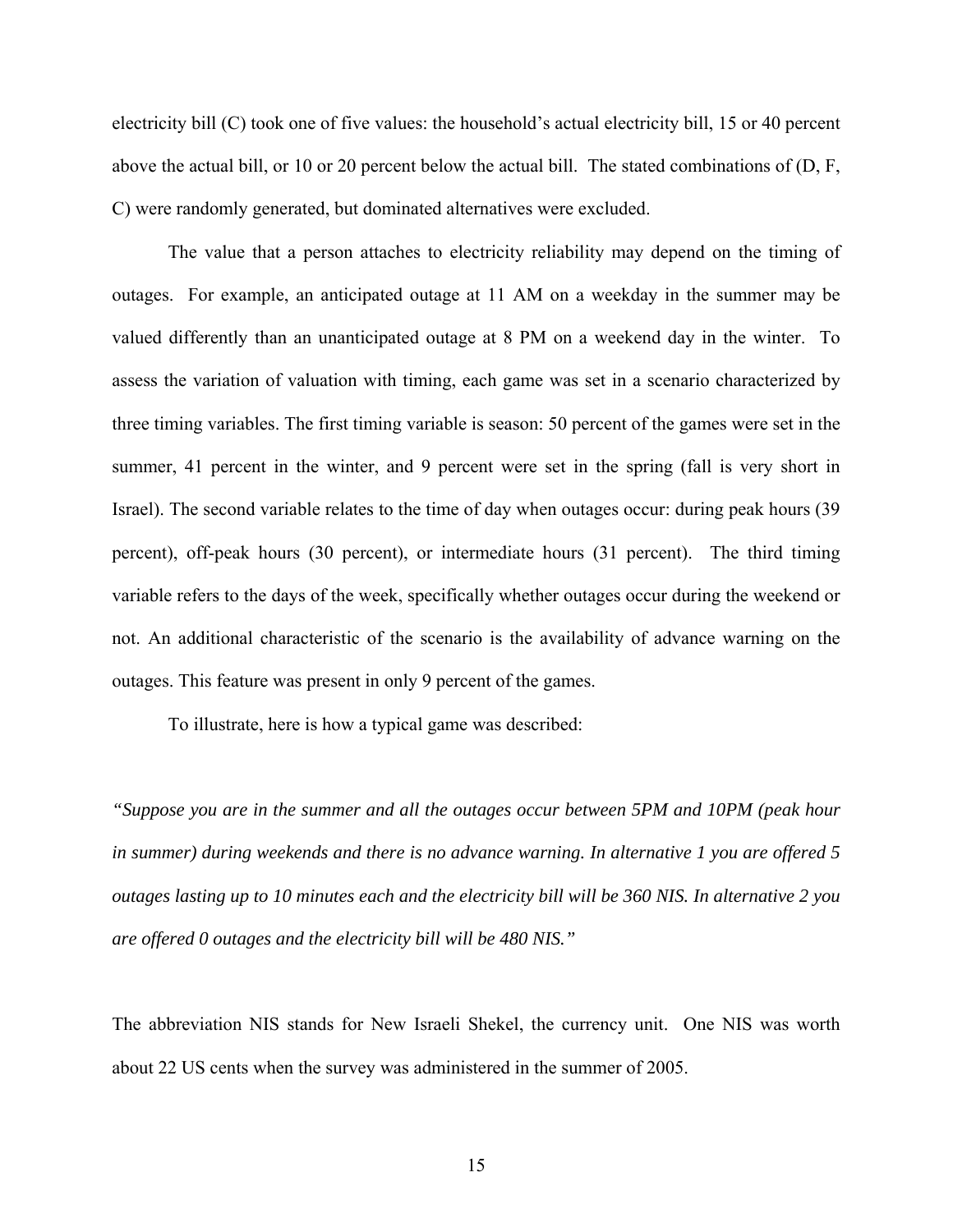electricity bill (C) took one of five values: the household's actual electricity bill, 15 or 40 percent above the actual bill, or 10 or 20 percent below the actual bill. The stated combinations of (D, F, C) were randomly generated, but dominated alternatives were excluded.

The value that a person attaches to electricity reliability may depend on the timing of outages. For example, an anticipated outage at 11 AM on a weekday in the summer may be valued differently than an unanticipated outage at 8 PM on a weekend day in the winter. To assess the variation of valuation with timing, each game was set in a scenario characterized by three timing variables. The first timing variable is season: 50 percent of the games were set in the summer, 41 percent in the winter, and 9 percent were set in the spring (fall is very short in Israel). The second variable relates to the time of day when outages occur: during peak hours (39 percent), off-peak hours (30 percent), or intermediate hours (31 percent). The third timing variable refers to the days of the week, specifically whether outages occur during the weekend or not. An additional characteristic of the scenario is the availability of advance warning on the outages. This feature was present in only 9 percent of the games.

To illustrate, here is how a typical game was described:

*"Suppose you are in the summer and all the outages occur between 5PM and 10PM (peak hour in summer) during weekends and there is no advance warning. In alternative 1 you are offered 5 outages lasting up to 10 minutes each and the electricity bill will be 360 NIS. In alternative 2 you are offered 0 outages and the electricity bill will be 480 NIS."*

The abbreviation NIS stands for New Israeli Shekel, the currency unit. One NIS was worth about 22 US cents when the survey was administered in the summer of 2005.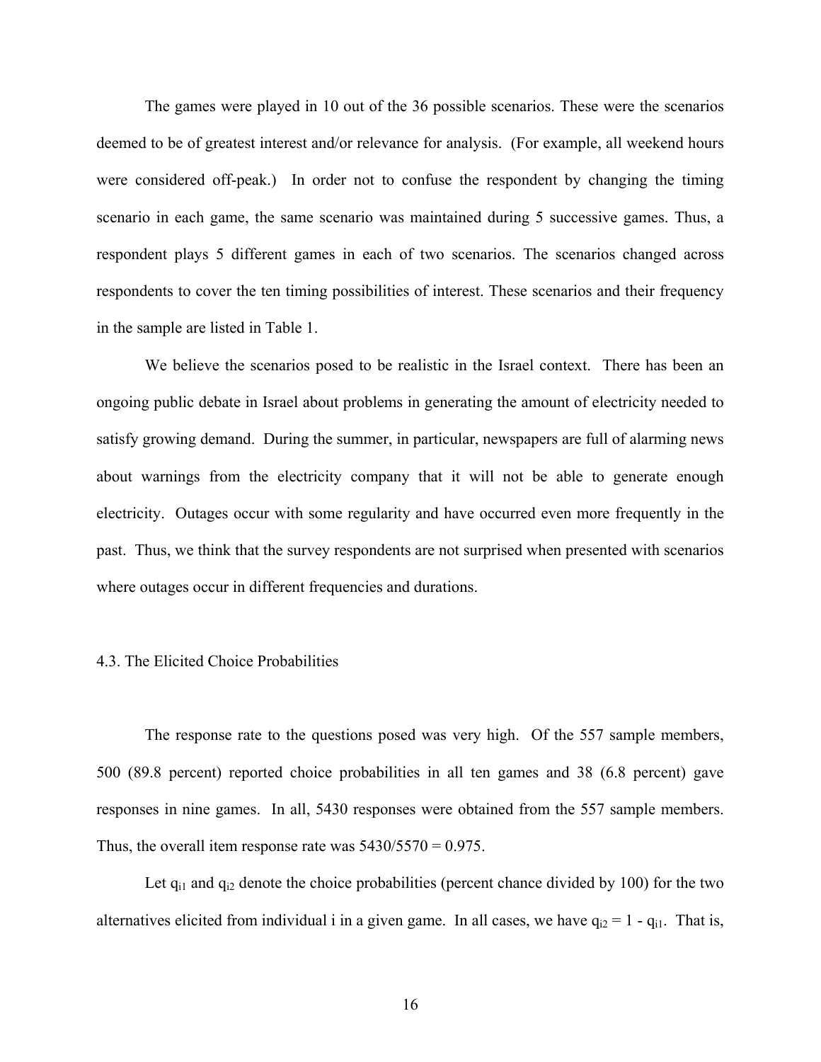The games were played in 10 out of the 36 possible scenarios. These were the scenarios deemed to be of greatest interest and/or relevance for analysis. (For example, all weekend hours were considered off-peak.) In order not to confuse the respondent by changing the timing scenario in each game, the same scenario was maintained during 5 successive games. Thus, a respondent plays 5 different games in each of two scenarios. The scenarios changed across respondents to cover the ten timing possibilities of interest. These scenarios and their frequency in the sample are listed in Table 1.

We believe the scenarios posed to be realistic in the Israel context. There has been an ongoing public debate in Israel about problems in generating the amount of electricity needed to satisfy growing demand. During the summer, in particular, newspapers are full of alarming news about warnings from the electricity company that it will not be able to generate enough electricity. Outages occur with some regularity and have occurred even more frequently in the past. Thus, we think that the survey respondents are not surprised when presented with scenarios where outages occur in different frequencies and durations.

### 4.3. The Elicited Choice Probabilities

The response rate to the questions posed was very high. Of the 557 sample members, 500 (89.8 percent) reported choice probabilities in all ten games and 38 (6.8 percent) gave responses in nine games. In all, 5430 responses were obtained from the 557 sample members. Thus, the overall item response rate was 5430/5570 = 0.975.

Let $q_{i1}$ and $q_{i2}$ denote the choice probabilities (percent chance divided by 100) for the two alternatives elicited from individual i in a given game. In all cases, we have $q_{i2} = 1 - q_{i1}$. That is,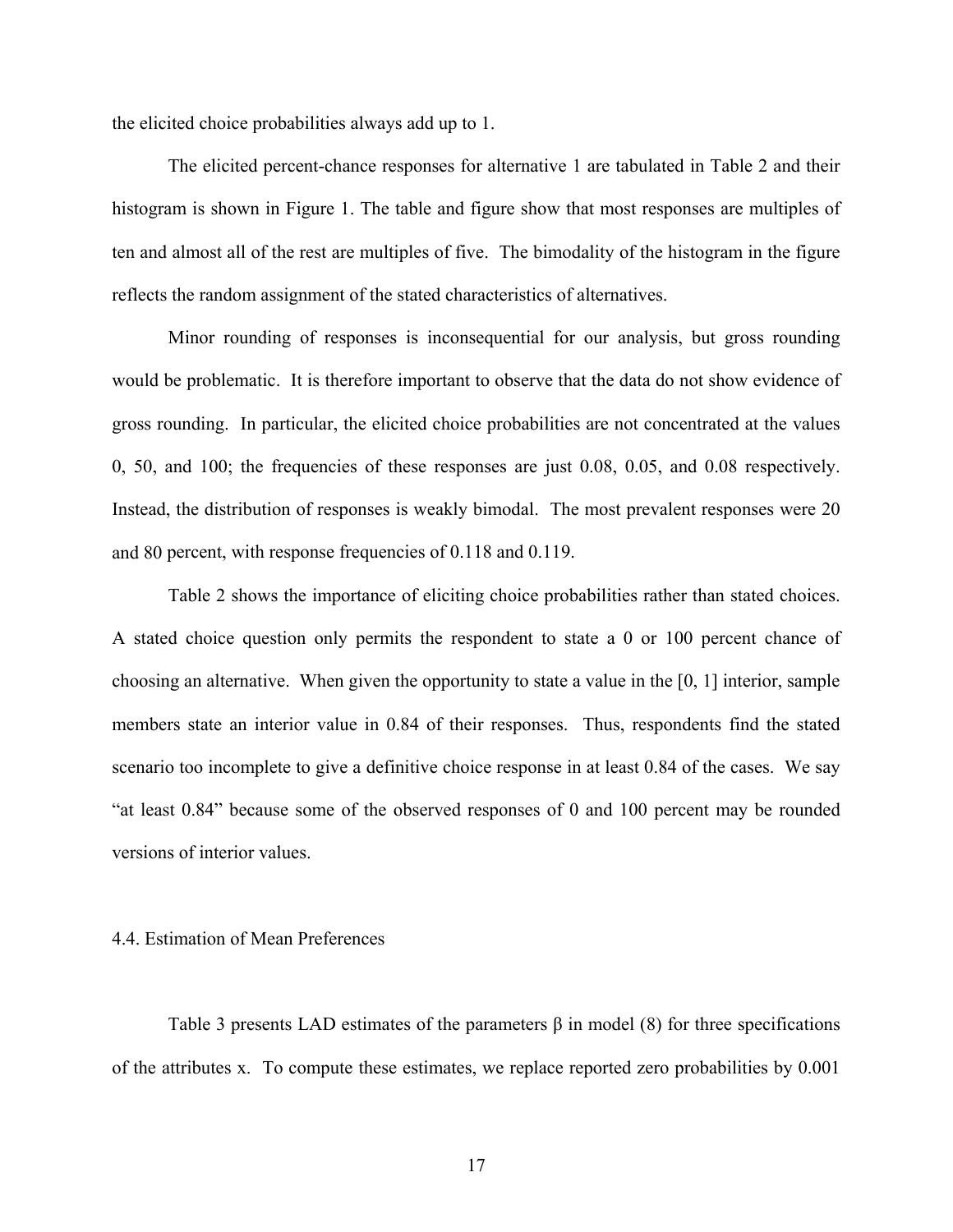the elicited choice probabilities always add up to 1.

The elicited percent-chance responses for alternative 1 are tabulated in Table 2 and their histogram is shown in Figure 1. The table and figure show that most responses are multiples of ten and almost all of the rest are multiples of five. The bimodality of the histogram in the figure reflects the random assignment of the stated characteristics of alternatives.

Minor rounding of responses is inconsequential for our analysis, but gross rounding would be problematic. It is therefore important to observe that the data do not show evidence of gross rounding. In particular, the elicited choice probabilities are not concentrated at the values 0, 50, and 100; the frequencies of these responses are just 0.08, 0.05, and 0.08 respectively. Instead, the distribution of responses is weakly bimodal. The most prevalent responses were 20 and 80 percent, with response frequencies of 0.118 and 0.119.

Table 2 shows the importance of eliciting choice probabilities rather than stated choices. A stated choice question only permits the respondent to state a 0 or 100 percent chance of choosing an alternative. When given the opportunity to state a value in the [0, 1] interior, sample members state an interior value in 0.84 of their responses. Thus, respondents find the stated scenario too incomplete to give a definitive choice response in at least 0.84 of the cases. We say "at least 0.84" because some of the observed responses of 0 and 100 percent may be rounded versions of interior values.

## 4.4. Estimation of Mean Preferences

Table 3 presents LAD estimates of the parameters $\beta$ in model (8) for three specifications of the attributes x. To compute these estimates, we replace reported zero probabilities by 0.001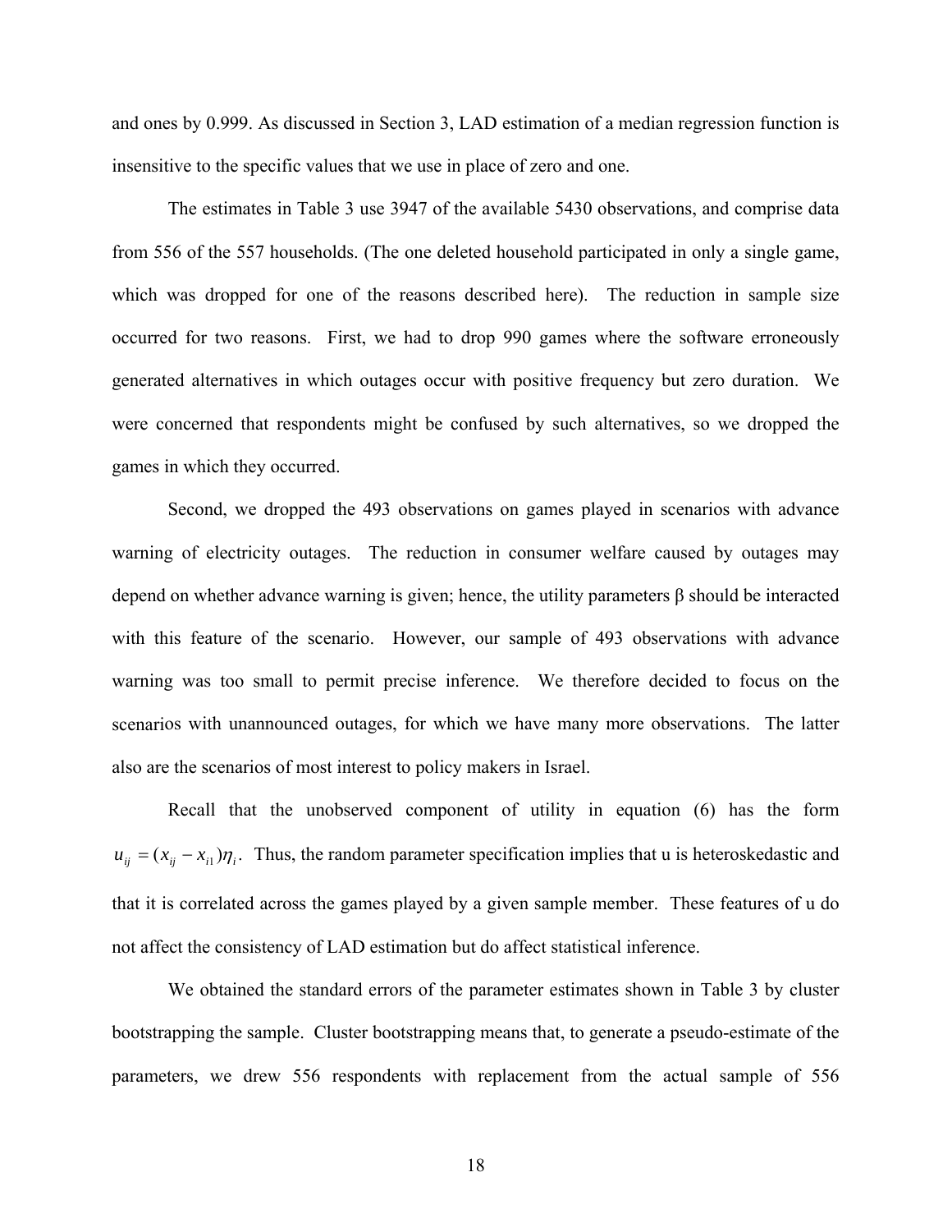and ones by 0.999. As discussed in Section 3, LAD estimation of a median regression function is insensitive to the specific values that we use in place of zero and one.

The estimates in Table 3 use 3947 of the available 5430 observations, and comprise data from 556 of the 557 households. (The one deleted household participated in only a single game, which was dropped for one of the reasons described here). The reduction in sample size occurred for two reasons. First, we had to drop 990 games where the software erroneously generated alternatives in which outages occur with positive frequency but zero duration. We were concerned that respondents might be confused by such alternatives, so we dropped the games in which they occurred.

Second, we dropped the 493 observations on games played in scenarios with advance warning of electricity outages. The reduction in consumer welfare caused by outages may depend on whether advance warning is given; hence, the utility parameters β should be interacted with this feature of the scenario. However, our sample of 493 observations with advance warning was too small to permit precise inference. We therefore decided to focus on the scenarios with unannounced outages, for which we have many more observations. The latter also are the scenarios of most interest to policy makers in Israel.

Recall that the unobserved component of utility in equation (6) has the form $u_{ij} = (x_{ij} - x_{i1})\eta_i$. Thus, the random parameter specification implies that u is heteroskedastic and that it is correlated across the games played by a given sample member. These features of u do not affect the consistency of LAD estimation but do affect statistical inference.

We obtained the standard errors of the parameter estimates shown in Table 3 by cluster bootstrapping the sample. Cluster bootstrapping means that, to generate a pseudo-estimate of the parameters, we drew 556 respondents with replacement from the actual sample of 556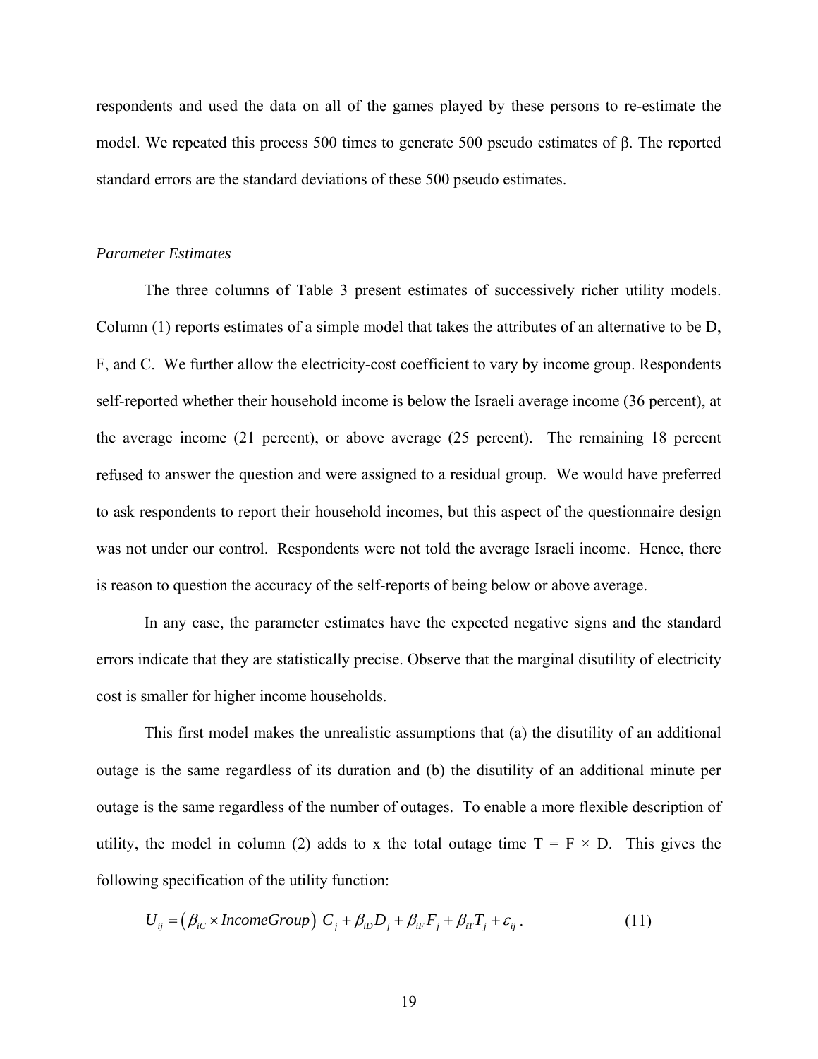respondents and used the data on all of the games played by these persons to re-estimate the model. We repeated this process 500 times to generate 500 pseudo estimates of β. The reported standard errors are the standard deviations of these 500 pseudo estimates.

*Parameter Estimates*

The three columns of Table 3 present estimates of successively richer utility models. Column (1) reports estimates of a simple model that takes the attributes of an alternative to be D, F, and C. We further allow the electricity-cost coefficient to vary by income group. Respondents self-reported whether their household income is below the Israeli average income (36 percent), at the average income (21 percent), or above average (25 percent). The remaining 18 percent refused to answer the question and were assigned to a residual group. We would have preferred to ask respondents to report their household incomes, but this aspect of the questionnaire design was not under our control. Respondents were not told the average Israeli income. Hence, there is reason to question the accuracy of the self-reports of being below or above average.

In any case, the parameter estimates have the expected negative signs and the standard errors indicate that they are statistically precise. Observe that the marginal disutility of electricity cost is smaller for higher income households.

This first model makes the unrealistic assumptions that (a) the disutility of an additional outage is the same regardless of its duration and (b) the disutility of an additional minute per outage is the same regardless of the number of outages. To enable a more flexible description of utility, the model in column (2) adds to x the total outage time T = F × D. This gives the following specification of the utility function:

$$U_{ij} = \left(\beta_{iC} \times IncomeGroup\right) C_j + \beta_{iD} D_j + \beta_{iF} F_j + \beta_{iT} T_j + \varepsilon_{ij} . \qquad (11)$$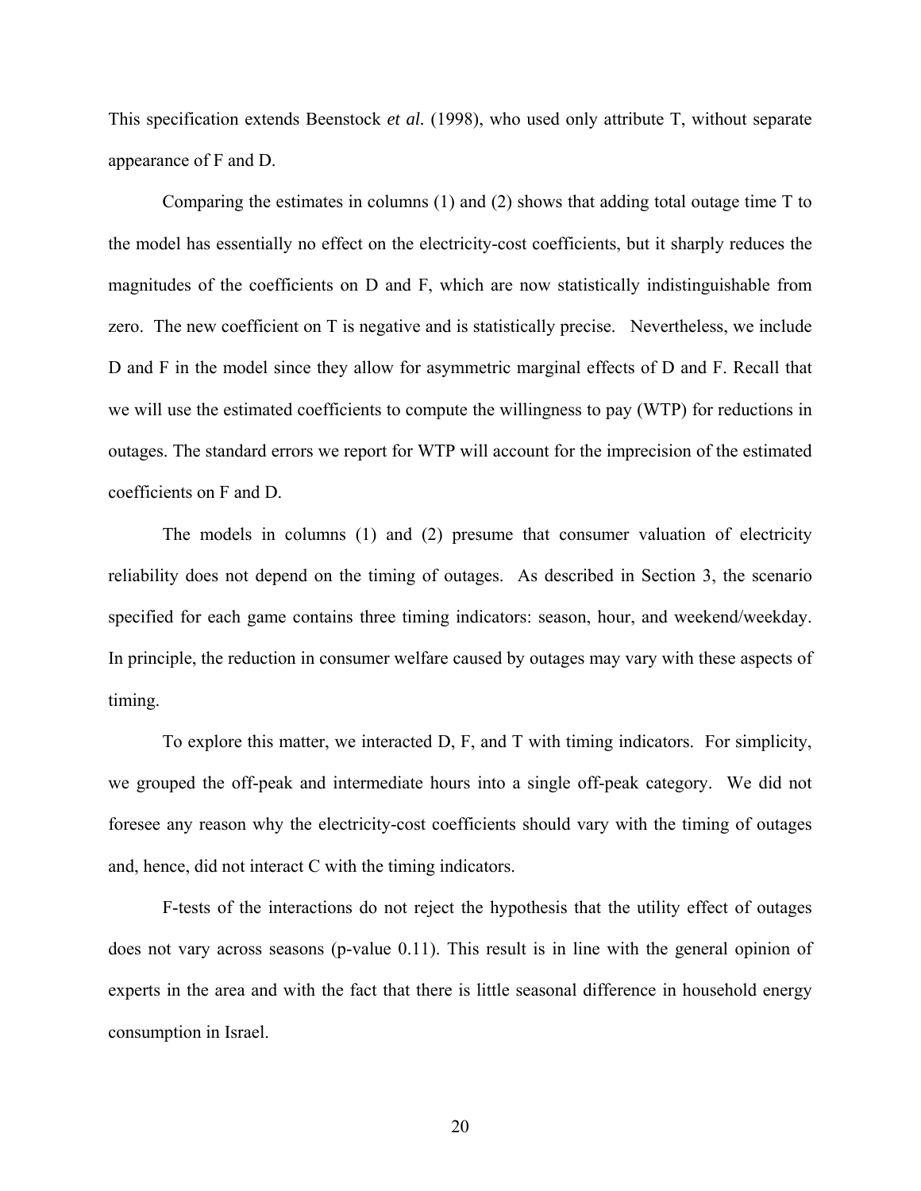This specification extends Beenstock *et al.* (1998), who used only attribute T, without separate appearance of F and D.

Comparing the estimates in columns (1) and (2) shows that adding total outage time T to the model has essentially no effect on the electricity-cost coefficients, but it sharply reduces the magnitudes of the coefficients on D and F, which are now statistically indistinguishable from zero. The new coefficient on T is negative and is statistically precise. Nevertheless, we include D and F in the model since they allow for asymmetric marginal effects of D and F. Recall that we will use the estimated coefficients to compute the willingness to pay (WTP) for reductions in outages. The standard errors we report for WTP will account for the imprecision of the estimated coefficients on F and D.

The models in columns (1) and (2) presume that consumer valuation of electricity reliability does not depend on the timing of outages. As described in Section 3, the scenario specified for each game contains three timing indicators: season, hour, and weekend/weekday. In principle, the reduction in consumer welfare caused by outages may vary with these aspects of timing.

To explore this matter, we interacted D, F, and T with timing indicators. For simplicity, we grouped the off-peak and intermediate hours into a single off-peak category. We did not foresee any reason why the electricity-cost coefficients should vary with the timing of outages and, hence, did not interact C with the timing indicators.

F-tests of the interactions do not reject the hypothesis that the utility effect of outages does not vary across seasons (p-value 0.11). This result is in line with the general opinion of experts in the area and with the fact that there is little seasonal difference in household energy consumption in Israel.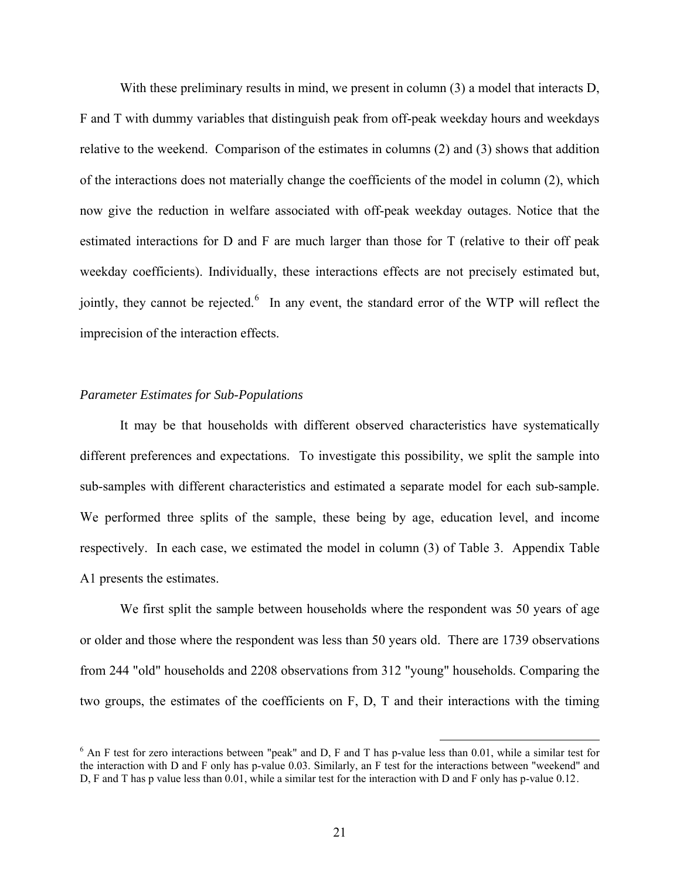With these preliminary results in mind, we present in column (3) a model that interacts D, F and T with dummy variables that distinguish peak from off-peak weekday hours and weekdays relative to the weekend. Comparison of the estimates in columns (2) and (3) shows that addition of the interactions does not materially change the coefficients of the model in column (2), which now give the reduction in welfare associated with off-peak weekday outages. Notice that the estimated interactions for D and F are much larger than those for T (relative to their off peak weekday coefficients). Individually, these interactions effects are not precisely estimated but, jointly, they cannot be rejected.[6] In any event, the standard error of the WTP will reflect the imprecision of the interaction effects.

*Parameter Estimates for Sub-Populations*

It may be that households with different observed characteristics have systematically different preferences and expectations. To investigate this possibility, we split the sample into sub-samples with different characteristics and estimated a separate model for each sub-sample. We performed three splits of the sample, these being by age, education level, and income respectively. In each case, we estimated the model in column (3) of Table 3. Appendix Table A1 presents the estimates.

We first split the sample between households where the respondent was 50 years of age or older and those where the respondent was less than 50 years old. There are 1739 observations from 244 "old" households and 2208 observations from 312 "young" households. Comparing the two groups, the estimates of the coefficients on F, D, T and their interactions with the timing

[6] An F test for zero interactions between "peak" and D, F and T has p-value less than 0.01, while a similar test for the interaction with D and F only has p-value 0.03. Similarly, an F test for the interactions between "weekend" and D, F and T has p value less than 0.01, while a similar test for the interaction with D and F only has p-value 0.12.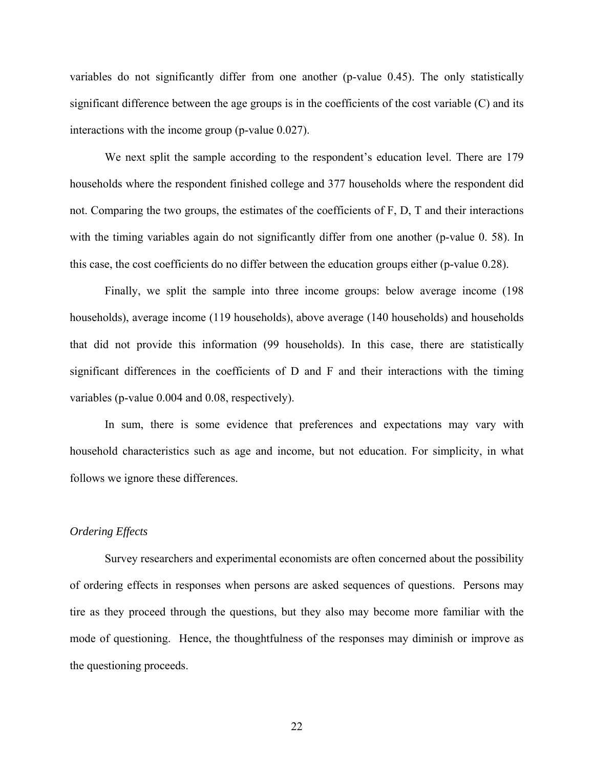variables do not significantly differ from one another (p-value 0.45). The only statistically significant difference between the age groups is in the coefficients of the cost variable (C) and its interactions with the income group (p-value 0.027).

We next split the sample according to the respondent's education level. There are 179 households where the respondent finished college and 377 households where the respondent did not. Comparing the two groups, the estimates of the coefficients of F, D, T and their interactions with the timing variables again do not significantly differ from one another (p-value 0. 58). In this case, the cost coefficients do no differ between the education groups either (p-value 0.28).

Finally, we split the sample into three income groups: below average income (198 households), average income (119 households), above average (140 households) and households that did not provide this information (99 households). In this case, there are statistically significant differences in the coefficients of D and F and their interactions with the timing variables (p-value 0.004 and 0.08, respectively).

In sum, there is some evidence that preferences and expectations may vary with household characteristics such as age and income, but not education. For simplicity, in what follows we ignore these differences.

*Ordering Effects*

Survey researchers and experimental economists are often concerned about the possibility of ordering effects in responses when persons are asked sequences of questions. Persons may tire as they proceed through the questions, but they also may become more familiar with the mode of questioning. Hence, the thoughtfulness of the responses may diminish or improve as the questioning proceeds.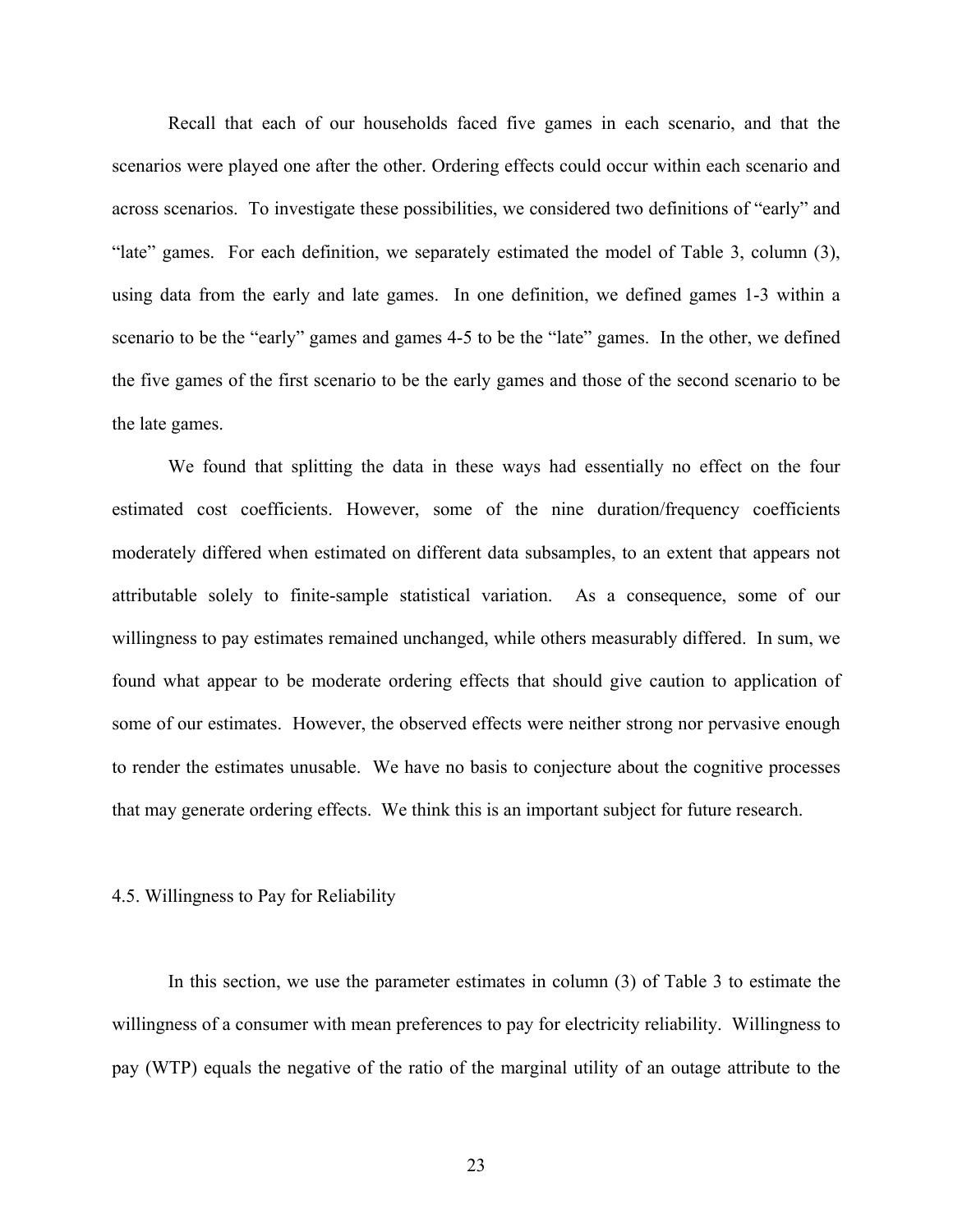Recall that each of our households faced five games in each scenario, and that the scenarios were played one after the other. Ordering effects could occur within each scenario and across scenarios. To investigate these possibilities, we considered two definitions of "early" and "late" games. For each definition, we separately estimated the model of Table 3, column (3), using data from the early and late games. In one definition, we defined games 1-3 within a scenario to be the "early" games and games 4-5 to be the "late" games. In the other, we defined the five games of the first scenario to be the early games and those of the second scenario to be the late games.

We found that splitting the data in these ways had essentially no effect on the four estimated cost coefficients. However, some of the nine duration/frequency coefficients moderately differed when estimated on different data subsamples, to an extent that appears not attributable solely to finite-sample statistical variation. As a consequence, some of our willingness to pay estimates remained unchanged, while others measurably differed. In sum, we found what appear to be moderate ordering effects that should give caution to application of some of our estimates. However, the observed effects were neither strong nor pervasive enough to render the estimates unusable. We have no basis to conjecture about the cognitive processes that may generate ordering effects. We think this is an important subject for future research.

### 4.5. Willingness to Pay for Reliability

In this section, we use the parameter estimates in column (3) of Table 3 to estimate the willingness of a consumer with mean preferences to pay for electricity reliability. Willingness to pay (WTP) equals the negative of the ratio of the marginal utility of an outage attribute to the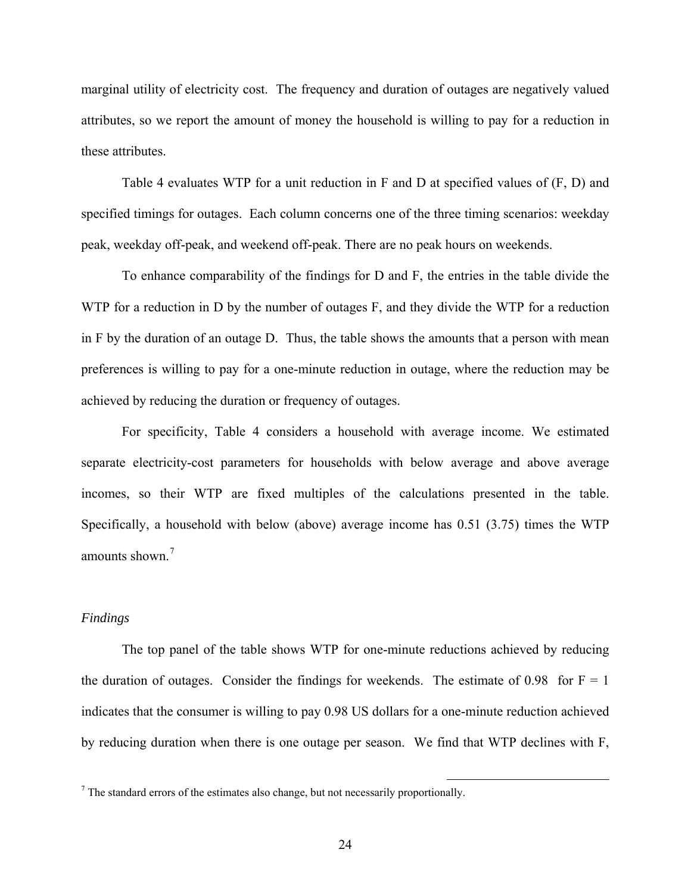marginal utility of electricity cost. The frequency and duration of outages are negatively valued attributes, so we report the amount of money the household is willing to pay for a reduction in these attributes.

Table 4 evaluates WTP for a unit reduction in F and D at specified values of (F, D) and specified timings for outages. Each column concerns one of the three timing scenarios: weekday peak, weekday off-peak, and weekend off-peak. There are no peak hours on weekends.

To enhance comparability of the findings for D and F, the entries in the table divide the WTP for a reduction in D by the number of outages F, and they divide the WTP for a reduction in F by the duration of an outage D. Thus, the table shows the amounts that a person with mean preferences is willing to pay for a one-minute reduction in outage, where the reduction may be achieved by reducing the duration or frequency of outages.

For specificity, Table 4 considers a household with average income. We estimated separate electricity-cost parameters for households with below average and above average incomes, so their WTP are fixed multiples of the calculations presented in the table. Specifically, a household with below (above) average income has 0.51 (3.75) times the WTP amounts shown.[7]

*Findings*

The top panel of the table shows WTP for one-minute reductions achieved by reducing the duration of outages. Consider the findings for weekends. The estimate of 0.98 for F = 1 indicates that the consumer is willing to pay 0.98 US dollars for a one-minute reduction achieved by reducing duration when there is one outage per season. We find that WTP declines with F,

[7] The standard errors of the estimates also change, but not necessarily proportionally.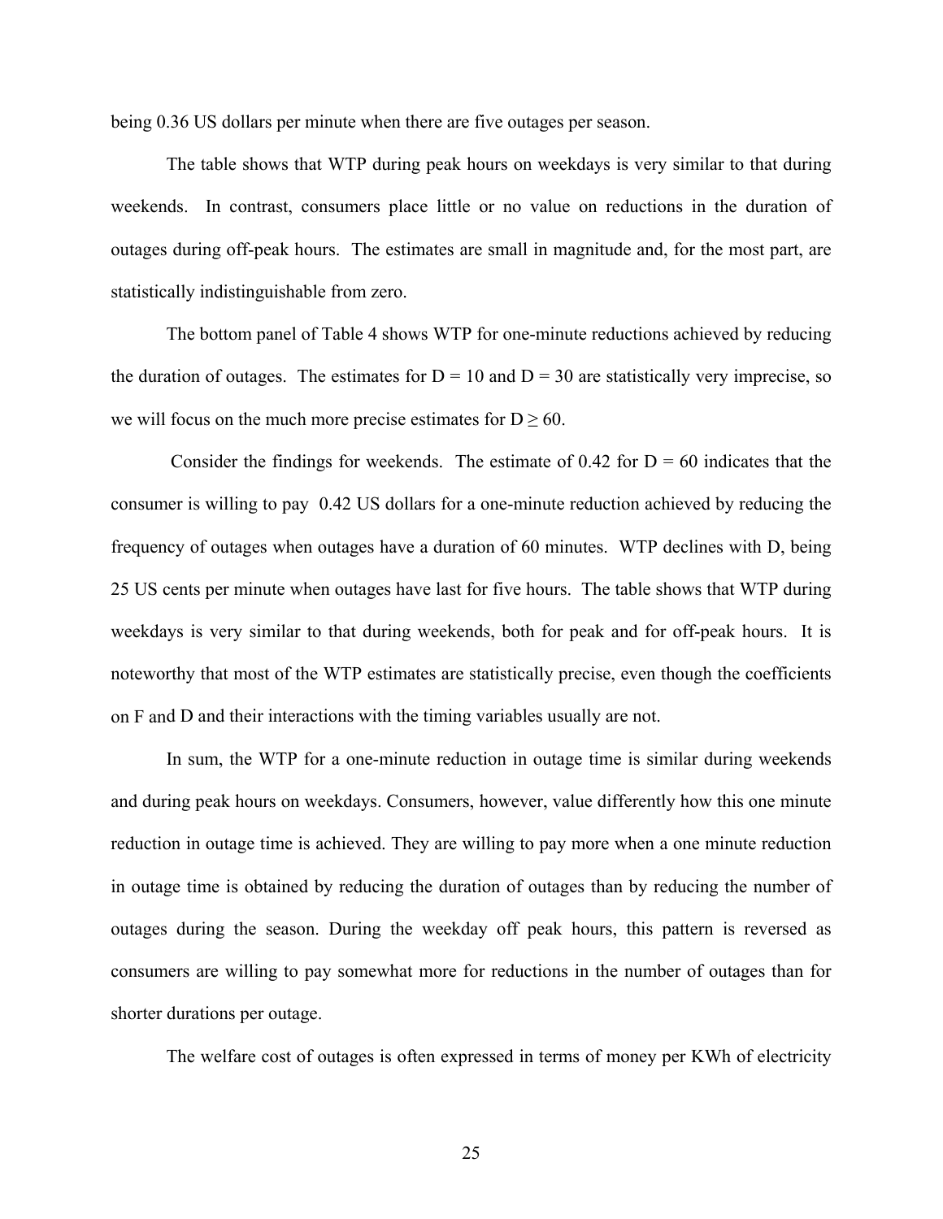being 0.36 US dollars per minute when there are five outages per season.

The table shows that WTP during peak hours on weekdays is very similar to that during weekends. In contrast, consumers place little or no value on reductions in the duration of outages during off-peak hours. The estimates are small in magnitude and, for the most part, are statistically indistinguishable from zero.

The bottom panel of Table 4 shows WTP for one-minute reductions achieved by reducing the duration of outages. The estimates for $D = 10$ and $D = 30$ are statistically very imprecise, so we will focus on the much more precise estimates for $D \geq 60$.

Consider the findings for weekends. The estimate of 0.42 for $D = 60$ indicates that the consumer is willing to pay 0.42 US dollars for a one-minute reduction achieved by reducing the frequency of outages when outages have a duration of 60 minutes. WTP declines with D, being 25 US cents per minute when outages have last for five hours. The table shows that WTP during weekdays is very similar to that during weekends, both for peak and for off-peak hours. It is noteworthy that most of the WTP estimates are statistically precise, even though the coefficients on F and D and their interactions with the timing variables usually are not.

In sum, the WTP for a one-minute reduction in outage time is similar during weekends and during peak hours on weekdays. Consumers, however, value differently how this one minute reduction in outage time is achieved. They are willing to pay more when a one minute reduction in outage time is obtained by reducing the duration of outages than by reducing the number of outages during the season. During the weekday off peak hours, this pattern is reversed as consumers are willing to pay somewhat more for reductions in the number of outages than for shorter durations per outage.

The welfare cost of outages is often expressed in terms of money per KWh of electricity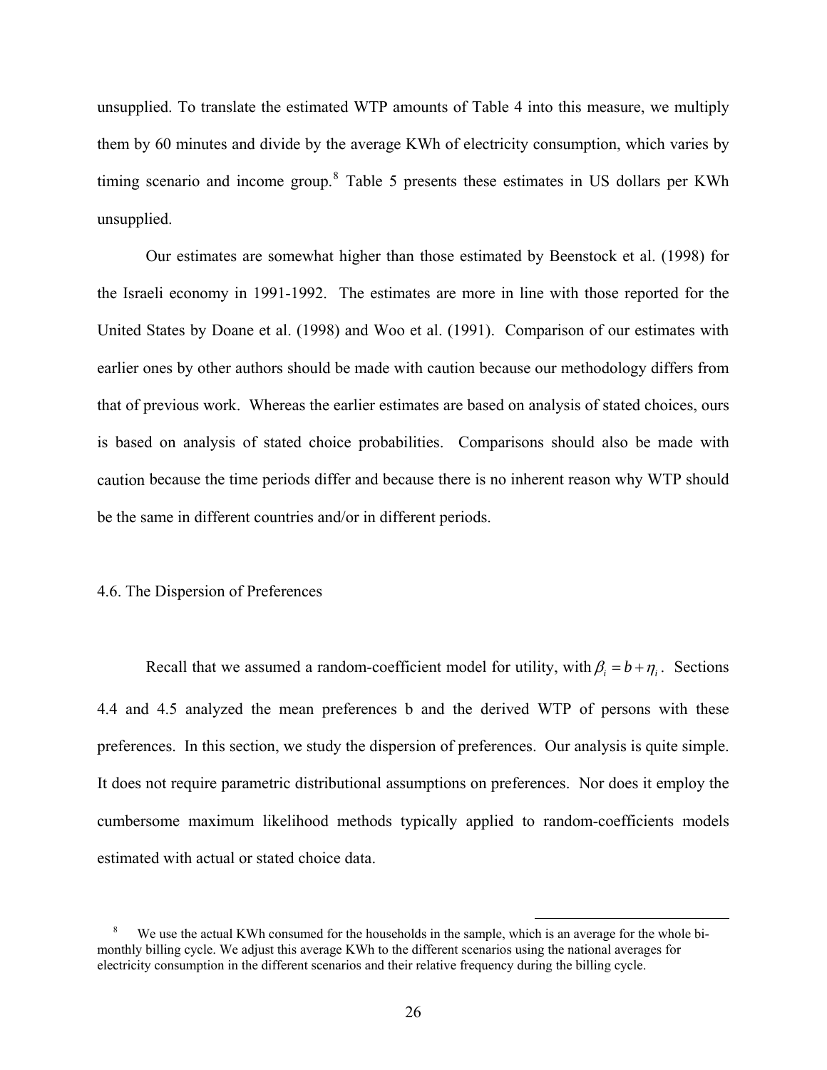unsupplied. To translate the estimated WTP amounts of Table 4 into this measure, we multiply them by 60 minutes and divide by the average KWh of electricity consumption, which varies by timing scenario and income group.[8] Table 5 presents these estimates in US dollars per KWh unsupplied.

Our estimates are somewhat higher than those estimated by Beenstock et al. (1998) for the Israeli economy in 1991-1992. The estimates are more in line with those reported for the United States by Doane et al. (1998) and Woo et al. (1991). Comparison of our estimates with earlier ones by other authors should be made with caution because our methodology differs from that of previous work. Whereas the earlier estimates are based on analysis of stated choices, ours is based on analysis of stated choice probabilities. Comparisons should also be made with caution because the time periods differ and because there is no inherent reason why WTP should be the same in different countries and/or in different periods.

### 4.6. The Dispersion of Preferences

Recall that we assumed a random-coefficient model for utility, with $\beta_i = b + \eta_i$. Sections 4.4 and 4.5 analyzed the mean preferences b and the derived WTP of persons with these preferences. In this section, we study the dispersion of preferences. Our analysis is quite simple. It does not require parametric distributional assumptions on preferences. Nor does it employ the cumbersome maximum likelihood methods typically applied to random-coefficients models estimated with actual or stated choice data.

---

[8] We use the actual KWh consumed for the households in the sample, which is an average for the whole bi-monthly billing cycle. We adjust this average KWh to the different scenarios using the national averages for electricity consumption in the different scenarios and their relative frequency during the billing cycle.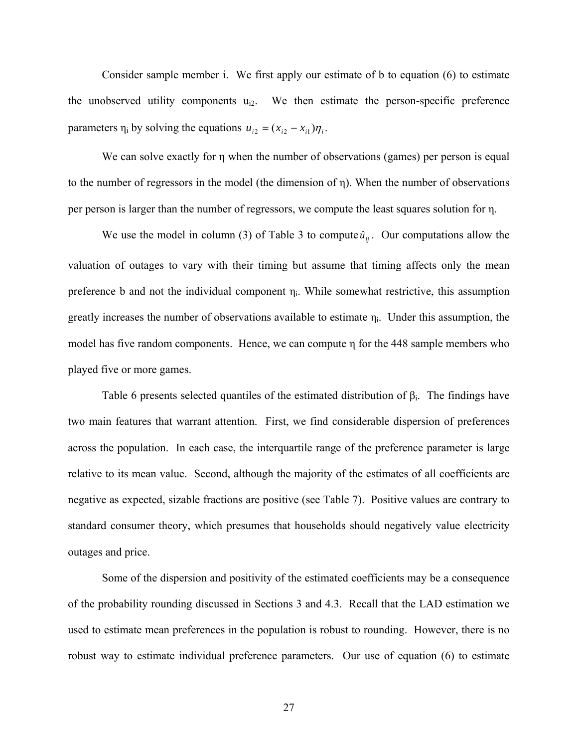Consider sample member i. We first apply our estimate of b to equation (6) to estimate the unobserved utility components $u_{i2}$. We then estimate the person-specific preference parameters $\eta_i$ by solving the equations $u_{i2} = (x_{i2} - x_{i1})\eta_i$.

We can solve exactly for η when the number of observations (games) per person is equal to the number of regressors in the model (the dimension of η). When the number of observations per person is larger than the number of regressors, we compute the least squares solution for η.

We use the model in column (3) of Table 3 to compute $\hat{u}_{ij}$. Our computations allow the valuation of outages to vary with their timing but assume that timing affects only the mean preference b and not the individual component $\eta_i$. While somewhat restrictive, this assumption greatly increases the number of observations available to estimate $\eta_i$. Under this assumption, the model has five random components. Hence, we can compute η for the 448 sample members who played five or more games.

Table 6 presents selected quantiles of the estimated distribution of $\beta_i$. The findings have two main features that warrant attention. First, we find considerable dispersion of preferences across the population. In each case, the interquartile range of the preference parameter is large relative to its mean value. Second, although the majority of the estimates of all coefficients are negative as expected, sizable fractions are positive (see Table 7). Positive values are contrary to standard consumer theory, which presumes that households should negatively value electricity outages and price.

Some of the dispersion and positivity of the estimated coefficients may be a consequence of the probability rounding discussed in Sections 3 and 4.3. Recall that the LAD estimation we used to estimate mean preferences in the population is robust to rounding. However, there is no robust way to estimate individual preference parameters. Our use of equation (6) to estimate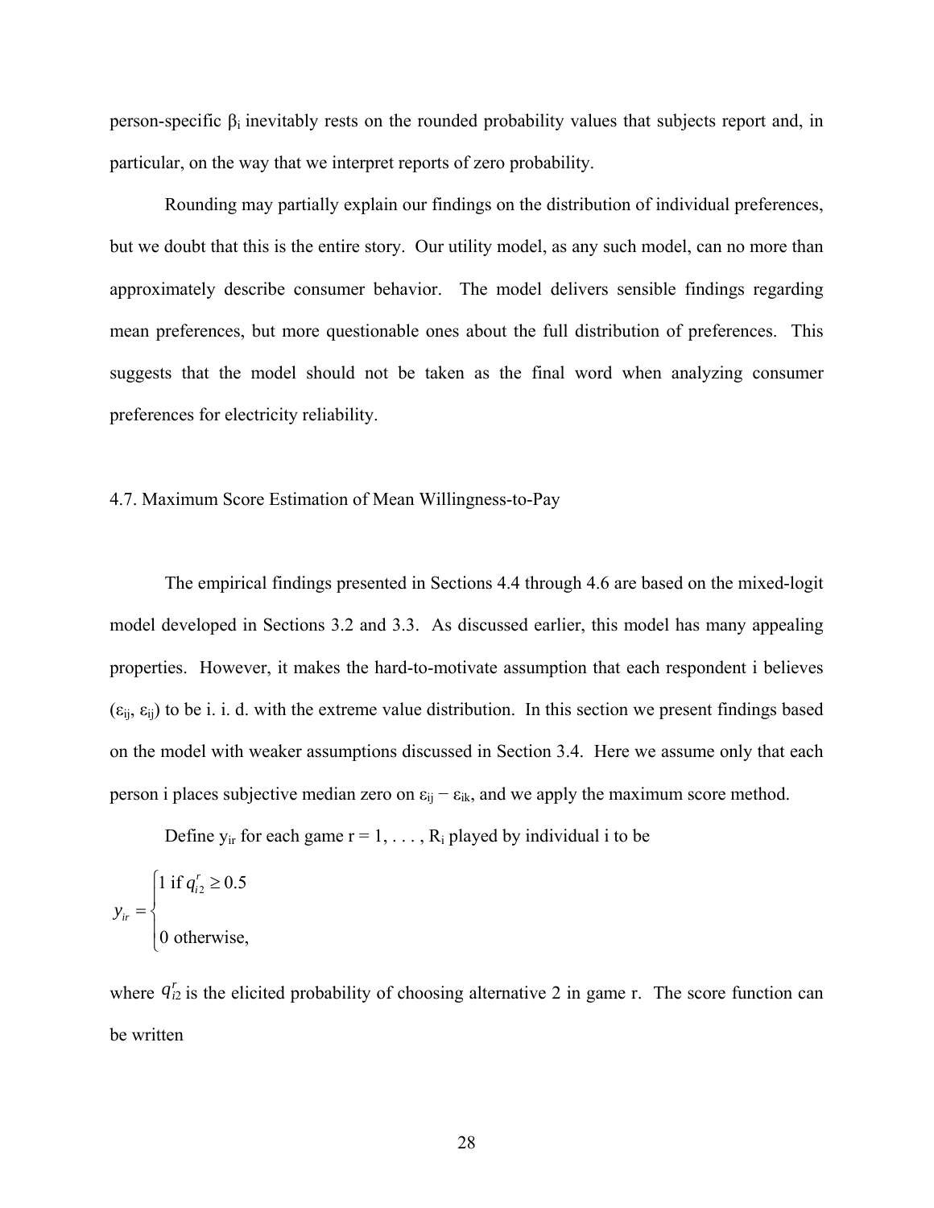person-specific $\beta_i$ inevitably rests on the rounded probability values that subjects report and, in particular, on the way that we interpret reports of zero probability.

Rounding may partially explain our findings on the distribution of individual preferences, but we doubt that this is the entire story. Our utility model, as any such model, can no more than approximately describe consumer behavior. The model delivers sensible findings regarding mean preferences, but more questionable ones about the full distribution of preferences. This suggests that the model should not be taken as the final word when analyzing consumer preferences for electricity reliability.

### 4.7. Maximum Score Estimation of Mean Willingness-to-Pay

The empirical findings presented in Sections 4.4 through 4.6 are based on the mixed-logit model developed in Sections 3.2 and 3.3. As discussed earlier, this model has many appealing properties. However, it makes the hard-to-motivate assumption that each respondent i believes $(\varepsilon_{ij}, \varepsilon_{ij})$ to be i. i. d. with the extreme value distribution. In this section we present findings based on the model with weaker assumptions discussed in Section 3.4. Here we assume only that each person i places subjective median zero on $\varepsilon_{ij} - \varepsilon_{ik}$, and we apply the maximum score method.

Define $y_{ir}$ for each game $r = 1, \ldots, R_i$ played by individual i to be

$$y_{ir} = \begin{cases} 1 \text{ if } q_{i2}^{r} \geq 0.5 \\ \\ 0 \text{ otherwise,} \end{cases}$$

where $q_{i2}^{r}$ is the elicited probability of choosing alternative 2 in game r. The score function can be written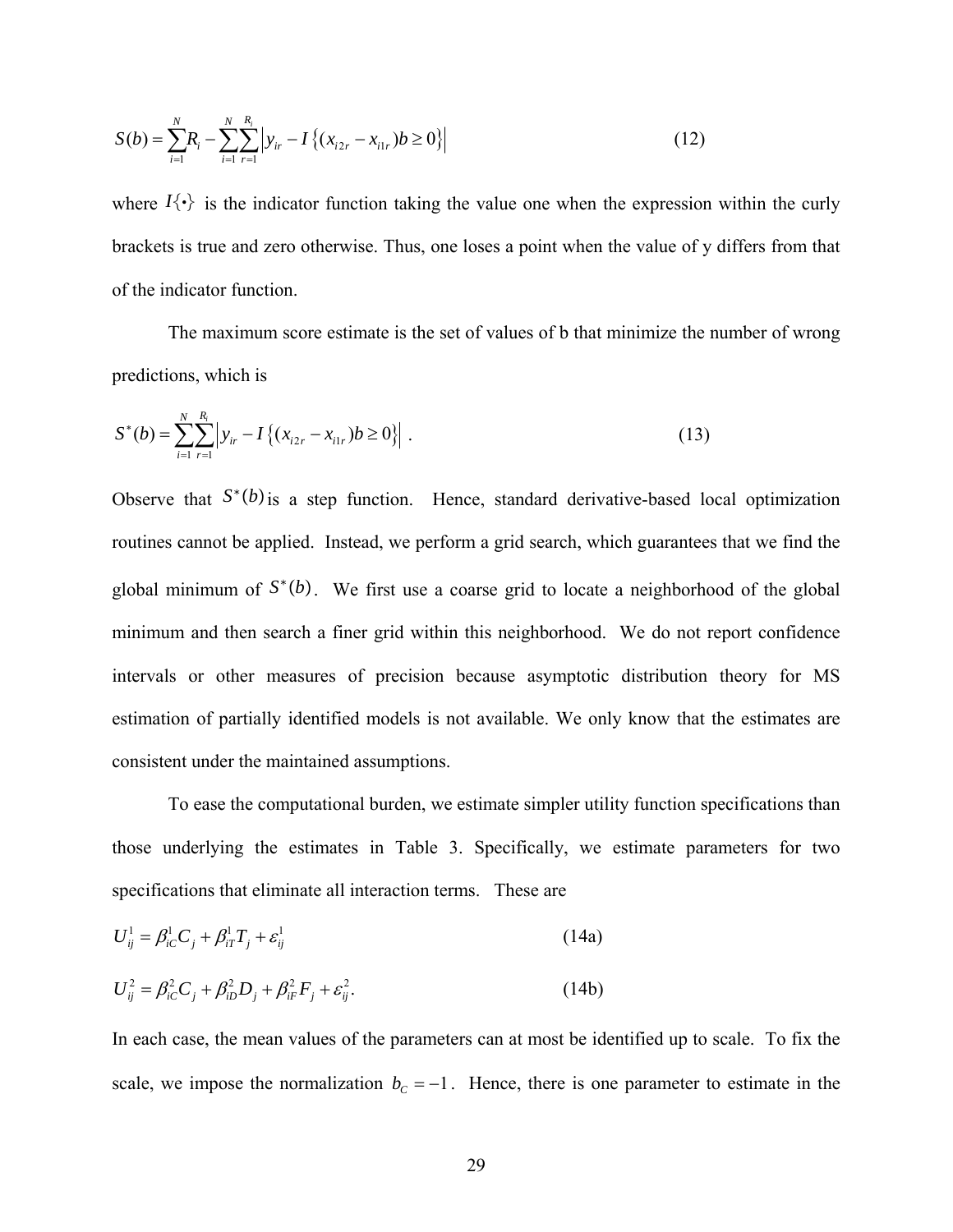$$S(b) = \sum_{i=1}^{N} R_i - \sum_{i=1}^{N} \sum_{r=1}^{R_i} \left| y_{ir} - I\left\{ (x_{i2r} - x_{i1r}) b \geq 0 \right\} \right| \tag{12}$$

where $I\{\bullet\}$ is the indicator function taking the value one when the expression within the curly brackets is true and zero otherwise. Thus, one loses a point when the value of y differs from that of the indicator function.

The maximum score estimate is the set of values of b that minimize the number of wrong predictions, which is

$$S^*(b) = \sum_{i=1}^{N} \sum_{r=1}^{R_i} \left| y_{ir} - I\left\{ (x_{i2r} - x_{i1r}) b \geq 0 \right\} \right| \ . \tag{13}$$

Observe that $S^*(b)$ is a step function. Hence, standard derivative-based local optimization routines cannot be applied. Instead, we perform a grid search, which guarantees that we find the global minimum of $S^*(b)$. We first use a coarse grid to locate a neighborhood of the global minimum and then search a finer grid within this neighborhood. We do not report confidence intervals or other measures of precision because asymptotic distribution theory for MS estimation of partially identified models is not available. We only know that the estimates are consistent under the maintained assumptions.

To ease the computational burden, we estimate simpler utility function specifications than those underlying the estimates in Table 3. Specifically, we estimate parameters for two specifications that eliminate all interaction terms. These are

$$U_{ij}^1 = \beta_{iC}^1 C_j + \beta_{iT}^1 T_j + \varepsilon_{ij}^1 \tag{14a}$$

$$U_{ij}^2 = \beta_{iC}^2 C_j + \beta_{iD}^2 D_j + \beta_{iF}^2 F_j + \varepsilon_{ij}^2 . \tag{14b}$$

In each case, the mean values of the parameters can at most be identified up to scale. To fix the scale, we impose the normalization $b_C = -1$. Hence, there is one parameter to estimate in the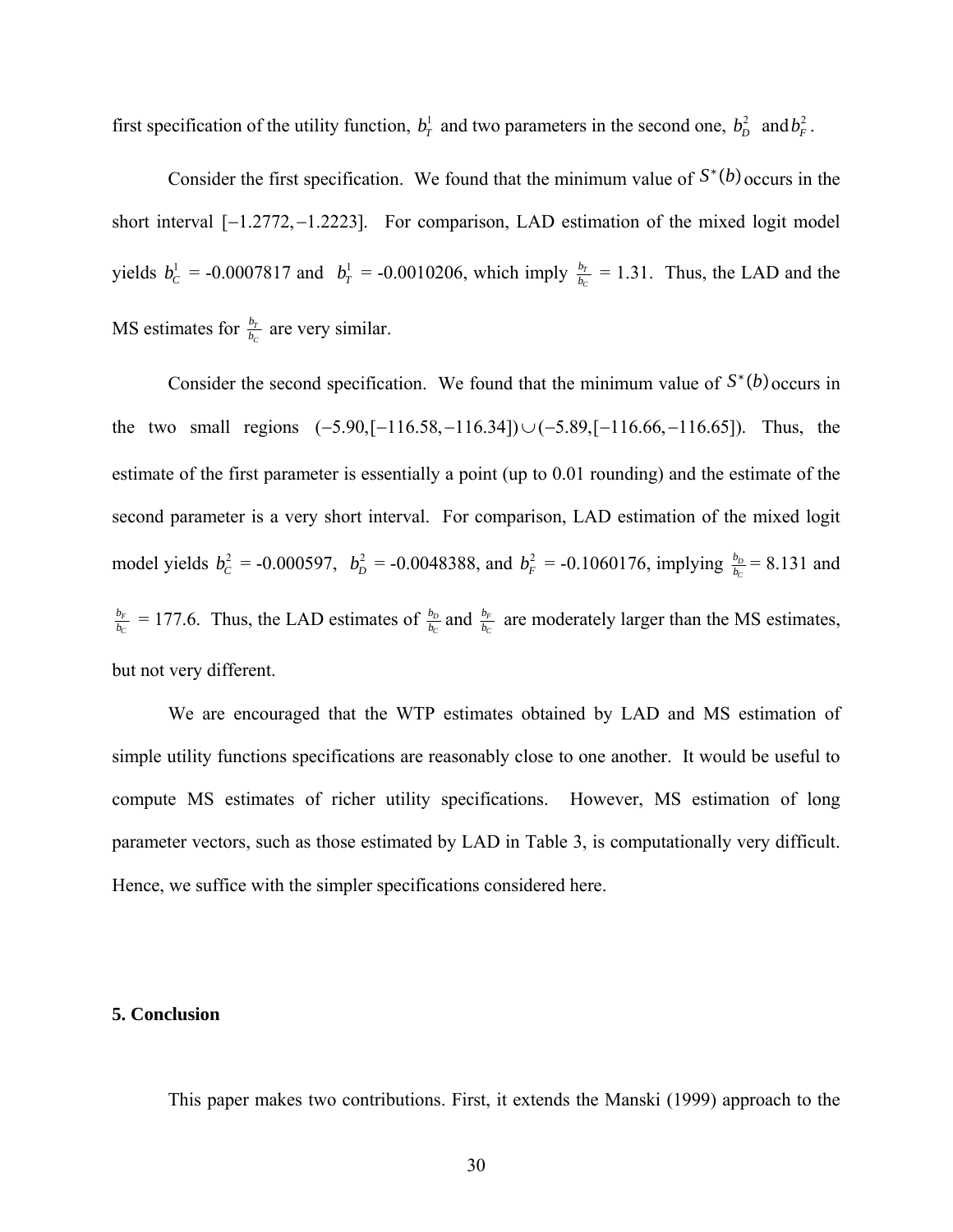first specification of the utility function, $b_T^1$ and two parameters in the second one, $b_D^2$ and $b_F^2$.

Consider the first specification. We found that the minimum value of $S^*(b)$ occurs in the short interval $[-1.2772, -1.2223]$. For comparison, LAD estimation of the mixed logit model yields $b_C^1$ = -0.0007817 and $b_T^1$ = -0.0010206, which imply $\frac{b_T}{b_C}$ = 1.31. Thus, the LAD and the MS estimates for $\frac{b_T}{b_C}$ are very similar.

Consider the second specification. We found that the minimum value of $S^*(b)$ occurs in the two small regions $(-5.90, [-116.58, -116.34]) \cup (-5.89, [-116.66, -116.65])$. Thus, the estimate of the first parameter is essentially a point (up to 0.01 rounding) and the estimate of the second parameter is a very short interval. For comparison, LAD estimation of the mixed logit model yields $b_C^2$ = -0.000597, $b_D^2$ = -0.0048388, and $b_F^2$ = -0.1060176, implying $\frac{b_D}{b_C}$ = 8.131 and $\frac{b_F}{b_C}$ = 177.6. Thus, the LAD estimates of $\frac{b_D}{b_C}$ and $\frac{b_F}{b_C}$ are moderately larger than the MS estimates, but not very different.

We are encouraged that the WTP estimates obtained by LAD and MS estimation of simple utility functions specifications are reasonably close to one another. It would be useful to compute MS estimates of richer utility specifications. However, MS estimation of long parameter vectors, such as those estimated by LAD in Table 3, is computationally very difficult. Hence, we suffice with the simpler specifications considered here.

## 5. Conclusion

This paper makes two contributions. First, it extends the Manski (1999) approach to the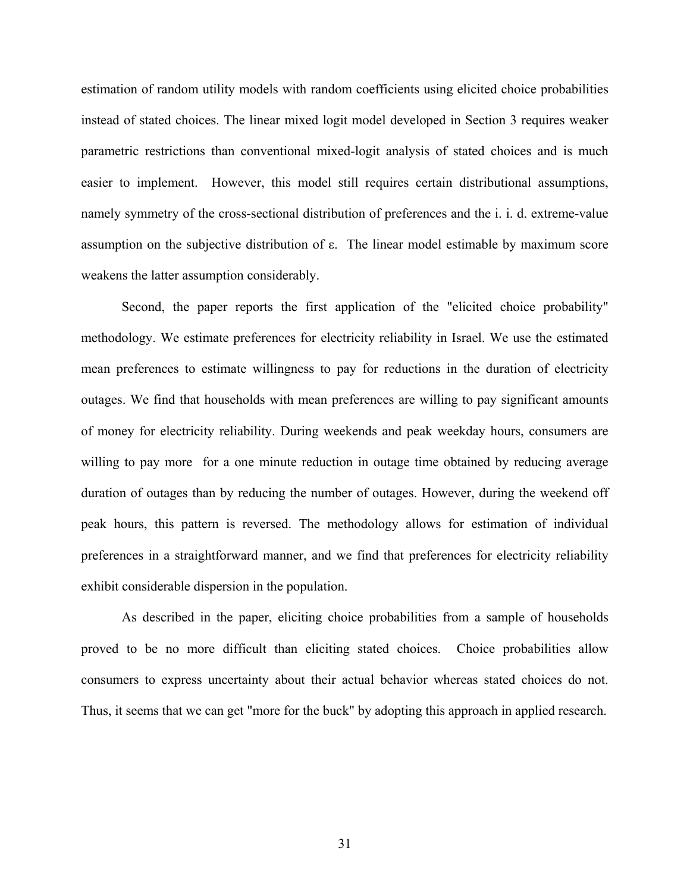estimation of random utility models with random coefficients using elicited choice probabilities instead of stated choices. The linear mixed logit model developed in Section 3 requires weaker parametric restrictions than conventional mixed-logit analysis of stated choices and is much easier to implement. However, this model still requires certain distributional assumptions, namely symmetry of the cross-sectional distribution of preferences and the i. i. d. extreme-value assumption on the subjective distribution of $\varepsilon$. The linear model estimable by maximum score weakens the latter assumption considerably.

Second, the paper reports the first application of the "elicited choice probability" methodology. We estimate preferences for electricity reliability in Israel. We use the estimated mean preferences to estimate willingness to pay for reductions in the duration of electricity outages. We find that households with mean preferences are willing to pay significant amounts of money for electricity reliability. During weekends and peak weekday hours, consumers are willing to pay more for a one minute reduction in outage time obtained by reducing average duration of outages than by reducing the number of outages. However, during the weekend off peak hours, this pattern is reversed. The methodology allows for estimation of individual preferences in a straightforward manner, and we find that preferences for electricity reliability exhibit considerable dispersion in the population.

As described in the paper, eliciting choice probabilities from a sample of households proved to be no more difficult than eliciting stated choices. Choice probabilities allow consumers to express uncertainty about their actual behavior whereas stated choices do not. Thus, it seems that we can get "more for the buck" by adopting this approach in applied research.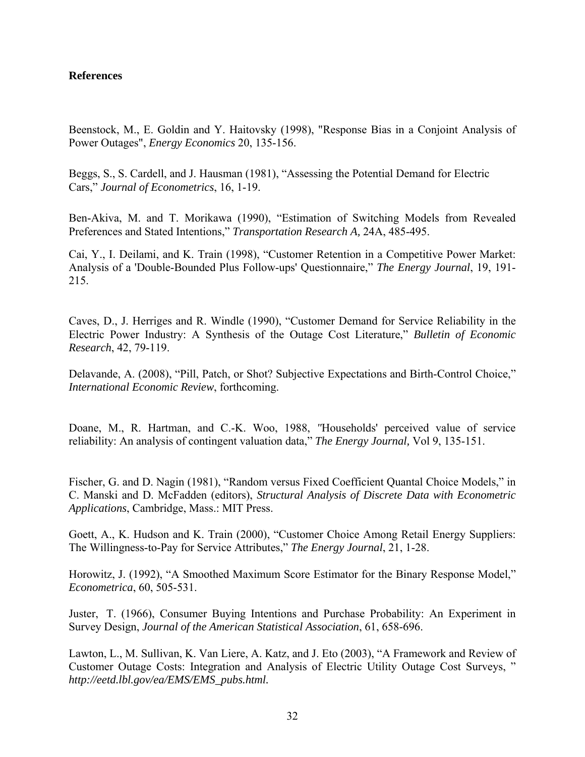**References**

Beenstock, M., E. Goldin and Y. Haitovsky (1998), "Response Bias in a Conjoint Analysis of Power Outages", *Energy Economics* 20, 135-156.

Beggs, S., S. Cardell, and J. Hausman (1981), "Assessing the Potential Demand for Electric Cars," *Journal of Econometrics*, 16, 1-19.

Ben-Akiva, M. and T. Morikawa (1990), "Estimation of Switching Models from Revealed Preferences and Stated Intentions," *Transportation Research A,* 24A, 485-495.

Cai, Y., I. Deilami, and K. Train (1998), "Customer Retention in a Competitive Power Market: Analysis of a 'Double-Bounded Plus Follow-ups' Questionnaire," *The Energy Journal*, 19, 191-215.

Caves, D., J. Herriges and R. Windle (1990), "Customer Demand for Service Reliability in the Electric Power Industry: A Synthesis of the Outage Cost Literature," *Bulletin of Economic Research*, 42, 79-119.

Delavande, A. (2008), "Pill, Patch, or Shot? Subjective Expectations and Birth-Control Choice," *International Economic Review*, forthcoming.

Doane, M., R. Hartman, and C.-K. Woo, 1988, "Households' perceived value of service reliability: An analysis of contingent valuation data," *The Energy Journal,* Vol 9, 135-151.

Fischer, G. and D. Nagin (1981), "Random versus Fixed Coefficient Quantal Choice Models," in C. Manski and D. McFadden (editors), *Structural Analysis of Discrete Data with Econometric Applications*, Cambridge, Mass.: MIT Press.

Goett, A., K. Hudson and K. Train (2000), "Customer Choice Among Retail Energy Suppliers: The Willingness-to-Pay for Service Attributes," *The Energy Journal*, 21, 1-28.

Horowitz, J. (1992), "A Smoothed Maximum Score Estimator for the Binary Response Model," *Econometrica*, 60, 505-531.

Juster, T. (1966), Consumer Buying Intentions and Purchase Probability: An Experiment in Survey Design, *Journal of the American Statistical Association*, 61, 658-696.

Lawton, L., M. Sullivan, K. Van Liere, A. Katz, and J. Eto (2003), "A Framework and Review of Customer Outage Costs: Integration and Analysis of Electric Utility Outage Cost Surveys, " *http://eetd.lbl.gov/ea/EMS/EMS_pubs.html.*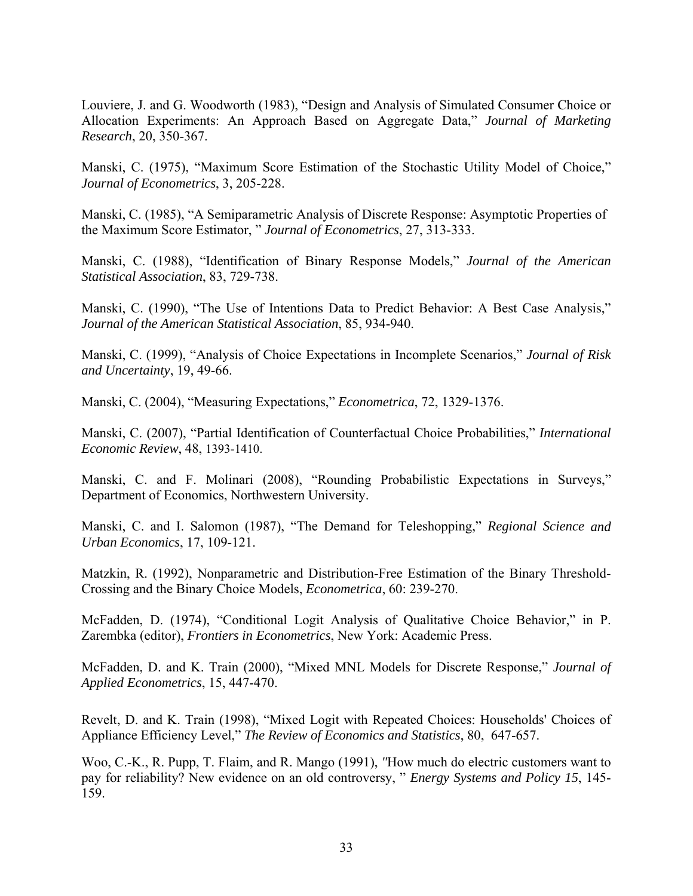Louviere, J. and G. Woodworth (1983), "Design and Analysis of Simulated Consumer Choice or Allocation Experiments: An Approach Based on Aggregate Data," *Journal of Marketing Research*, 20, 350-367.

Manski, C. (1975), "Maximum Score Estimation of the Stochastic Utility Model of Choice," *Journal of Econometrics*, 3, 205-228.

Manski, C. (1985), "A Semiparametric Analysis of Discrete Response: Asymptotic Properties of the Maximum Score Estimator, " *Journal of Econometrics*, 27, 313-333.

Manski, C. (1988), "Identification of Binary Response Models," *Journal of the American Statistical Association*, 83, 729-738.

Manski, C. (1990), "The Use of Intentions Data to Predict Behavior: A Best Case Analysis," *Journal of the American Statistical Association*, 85, 934-940.

Manski, C. (1999), "Analysis of Choice Expectations in Incomplete Scenarios," *Journal of Risk and Uncertainty*, 19, 49-66.

Manski, C. (2004), "Measuring Expectations," *Econometrica*, 72, 1329-1376.

Manski, C. (2007), "Partial Identification of Counterfactual Choice Probabilities," *International Economic Review*, 48, 1393-1410.

Manski, C. and F. Molinari (2008), "Rounding Probabilistic Expectations in Surveys," Department of Economics, Northwestern University.

Manski, C. and I. Salomon (1987), "The Demand for Teleshopping," *Regional Science and Urban Economics*, 17, 109-121.

Matzkin, R. (1992), Nonparametric and Distribution-Free Estimation of the Binary Threshold-Crossing and the Binary Choice Models, *Econometrica*, 60: 239-270.

McFadden, D. (1974), "Conditional Logit Analysis of Qualitative Choice Behavior," in P. Zarembka (editor), *Frontiers in Econometrics*, New York: Academic Press.

McFadden, D. and K. Train (2000), "Mixed MNL Models for Discrete Response," *Journal of Applied Econometrics*, 15, 447-470.

Revelt, D. and K. Train (1998), "Mixed Logit with Repeated Choices: Households' Choices of Appliance Efficiency Level," *The Review of Economics and Statistics*, 80, 647-657.

Woo, C.-K., R. Pupp, T. Flaim, and R. Mango (1991), "How much do electric customers want to pay for reliability? New evidence on an old controversy, " *Energy Systems and Policy 15*, 145-159.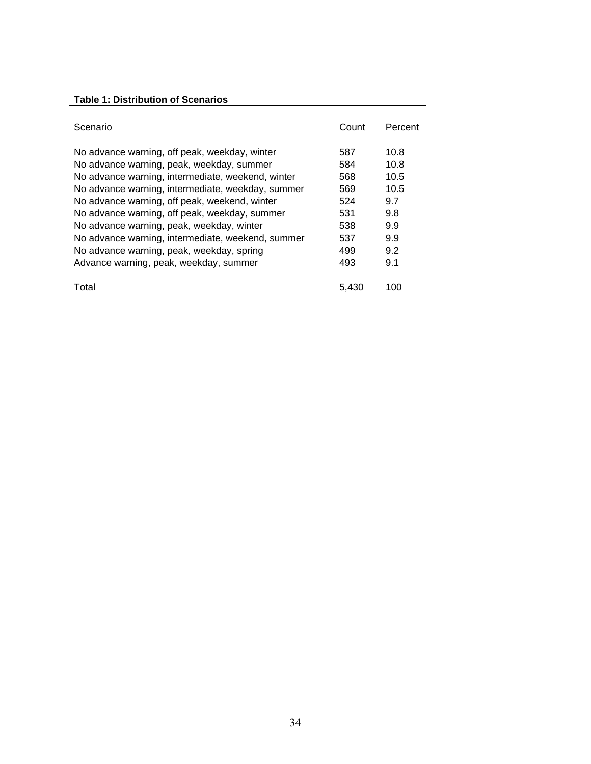**Table 1: Distribution of Scenarios**

| Scenario | Count | Percent |
| --- | --- | --- |
| No advance warning, off peak, weekday, winter | 587 | 10.8 |
| No advance warning, peak, weekday, summer | 584 | 10.8 |
| No advance warning, intermediate, weekend, winter | 568 | 10.5 |
| No advance warning, intermediate, weekday, summer | 569 | 10.5 |
| No advance warning, off peak, weekend, winter | 524 | 9.7 |
| No advance warning, off peak, weekday, summer | 531 | 9.8 |
| No advance warning, peak, weekday, winter | 538 | 9.9 |
| No advance warning, intermediate, weekend, summer | 537 | 9.9 |
| No advance warning, peak, weekday, spring | 499 | 9.2 |
| Advance warning, peak, weekday, summer | 493 | 9.1 |
| Total | 5,430 | 100 |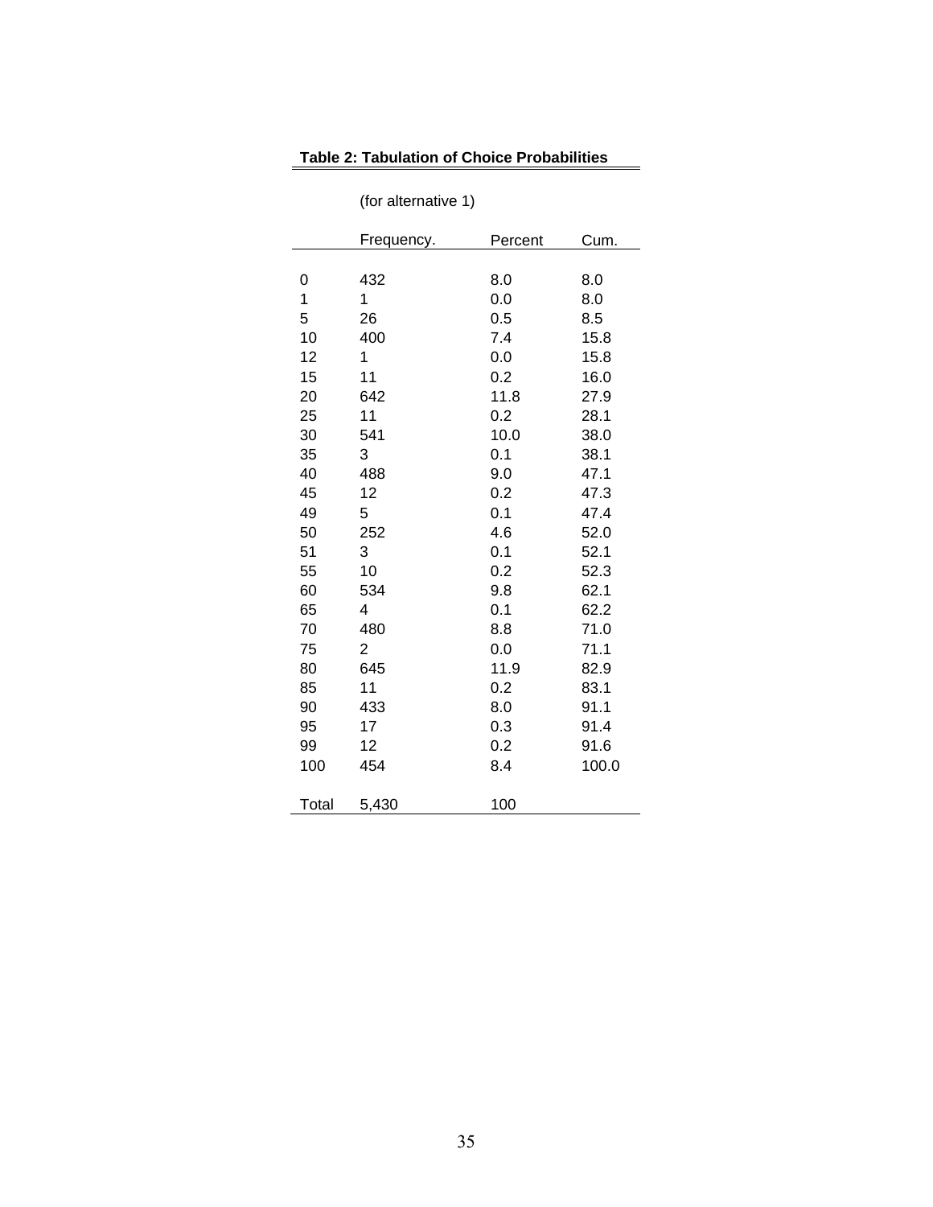**Table 2: Tabulation of Choice Probabilities**

(for alternative 1)

|  | Frequency. | Percent | Cum. |
|---|---|---|---|
| 0 | 432 | 8.0 | 8.0 |
| 1 | 1 | 0.0 | 8.0 |
| 5 | 26 | 0.5 | 8.5 |
| 10 | 400 | 7.4 | 15.8 |
| 12 | 1 | 0.0 | 15.8 |
| 15 | 11 | 0.2 | 16.0 |
| 20 | 642 | 11.8 | 27.9 |
| 25 | 11 | 0.2 | 28.1 |
| 30 | 541 | 10.0 | 38.0 |
| 35 | 3 | 0.1 | 38.1 |
| 40 | 488 | 9.0 | 47.1 |
| 45 | 12 | 0.2 | 47.3 |
| 49 | 5 | 0.1 | 47.4 |
| 50 | 252 | 4.6 | 52.0 |
| 51 | 3 | 0.1 | 52.1 |
| 55 | 10 | 0.2 | 52.3 |
| 60 | 534 | 9.8 | 62.1 |
| 65 | 4 | 0.1 | 62.2 |
| 70 | 480 | 8.8 | 71.0 |
| 75 | 2 | 0.0 | 71.1 |
| 80 | 645 | 11.9 | 82.9 |
| 85 | 11 | 0.2 | 83.1 |
| 90 | 433 | 8.0 | 91.1 |
| 95 | 17 | 0.3 | 91.4 |
| 99 | 12 | 0.2 | 91.6 |
| 100 | 454 | 8.4 | 100.0 |
| Total | 5,430 | 100 |  |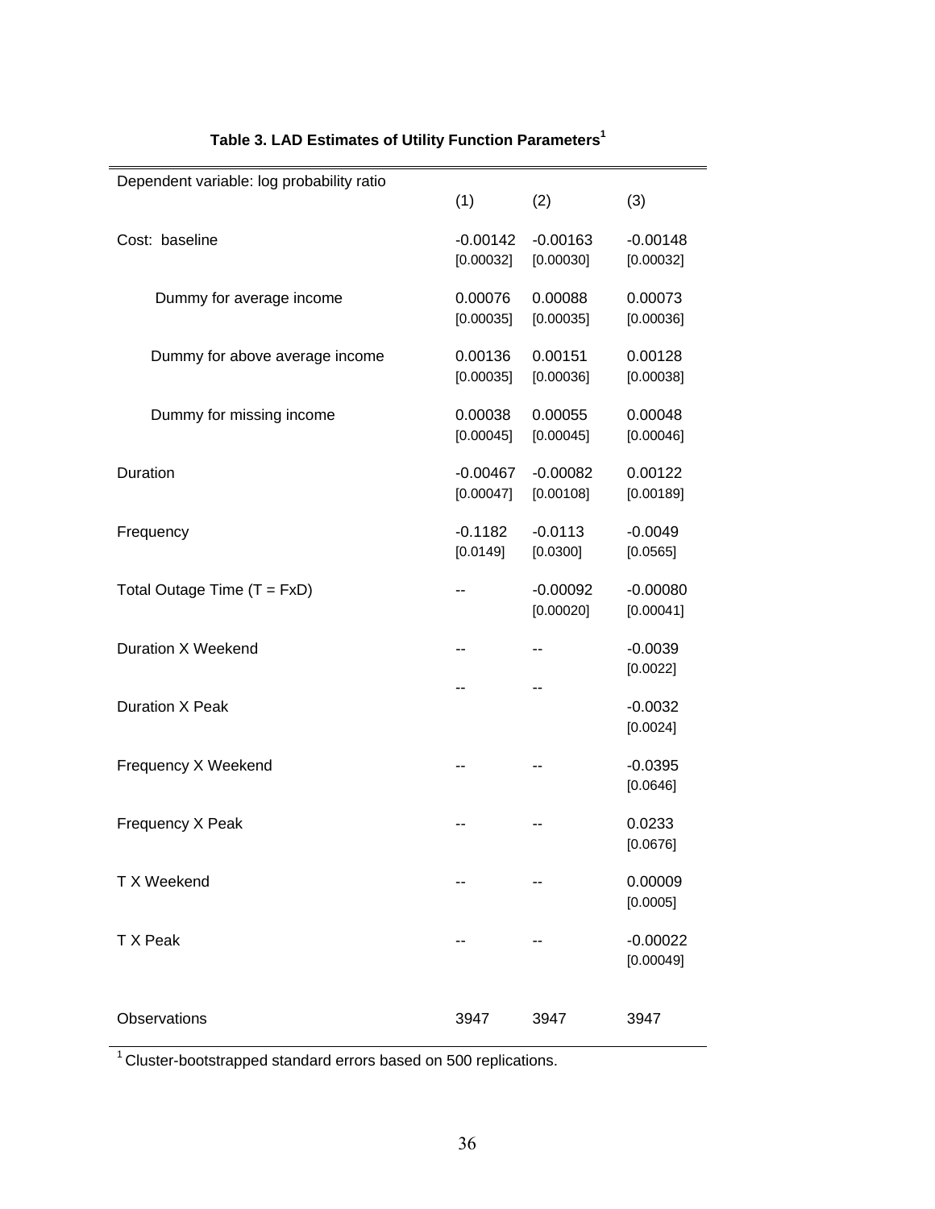**Table 3. LAD Estimates of Utility Function Parameters[1]**

| Dependent variable: log probability ratio | (1) | (2) | (3) |
|---|---|---|---|
| Cost: baseline | -0.00142 | -0.00163 | -0.00148 |
| | [0.00032] | [0.00030] | [0.00032] |
| Dummy for average income | 0.00076 | 0.00088 | 0.00073 |
| | [0.00035] | [0.00035] | [0.00036] |
| Dummy for above average income | 0.00136 | 0.00151 | 0.00128 |
| | [0.00035] | [0.00036] | [0.00038] |
| Dummy for missing income | 0.00038 | 0.00055 | 0.00048 |
| | [0.00045] | [0.00045] | [0.00046] |
| Duration | -0.00467 | -0.00082 | 0.00122 |
| | [0.00047] | [0.00108] | [0.00189] |
| Frequency | -0.1182 | -0.0113 | -0.0049 |
| | [0.0149] | [0.0300] | [0.0565] |
| Total Outage Time (T = FxD) | -- | -0.00092 | -0.00080 |
| | | [0.00020] | [0.00041] |
| Duration X Weekend | -- | -- | -0.0039 |
| | | | [0.0022] |
| Duration X Peak | -- | -- | -0.0032 |
| | | | [0.0024] |
| Frequency X Weekend | -- | -- | -0.0395 |
| | | | [0.0646] |
| Frequency X Peak | -- | -- | 0.0233 |
| | | | [0.0676] |
| T X Weekend | -- | -- | 0.00009 |
| | | | [0.0005] |
| T X Peak | -- | -- | -0.00022 |
| | | | [0.00049] |
| Observations | 3947 | 3947 | 3947 |

[1] Cluster-bootstrapped standard errors based on 500 replications.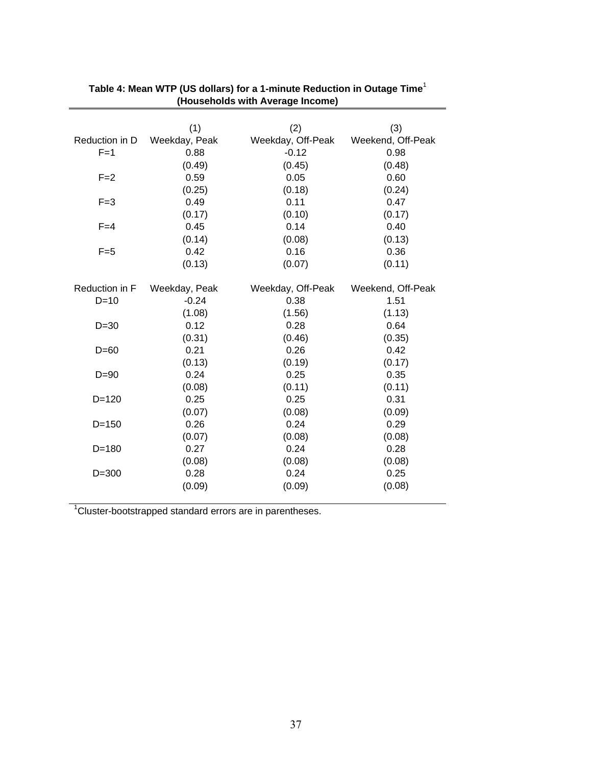**Table 4: Mean WTP (US dollars) for a 1-minute Reduction in Outage Time[1]**
**(Households with Average Income)**

| | (1) | (2) | (3) |
|---|---|---|---|
| Reduction in D | Weekday, Peak | Weekday, Off-Peak | Weekend, Off-Peak |
| F=1 | 0.88 | -0.12 | 0.98 |
| | (0.49) | (0.45) | (0.48) |
| F=2 | 0.59 | 0.05 | 0.60 |
| | (0.25) | (0.18) | (0.24) |
| F=3 | 0.49 | 0.11 | 0.47 |
| | (0.17) | (0.10) | (0.17) |
| F=4 | 0.45 | 0.14 | 0.40 |
| | (0.14) | (0.08) | (0.13) |
| F=5 | 0.42 | 0.16 | 0.36 |
| | (0.13) | (0.07) | (0.11) |
| Reduction in F | Weekday, Peak | Weekday, Off-Peak | Weekend, Off-Peak |
| D=10 | -0.24 | 0.38 | 1.51 |
| | (1.08) | (1.56) | (1.13) |
| D=30 | 0.12 | 0.28 | 0.64 |
| | (0.31) | (0.46) | (0.35) |
| D=60 | 0.21 | 0.26 | 0.42 |
| | (0.13) | (0.19) | (0.17) |
| D=90 | 0.24 | 0.25 | 0.35 |
| | (0.08) | (0.11) | (0.11) |
| D=120 | 0.25 | 0.25 | 0.31 |
| | (0.07) | (0.08) | (0.09) |
| D=150 | 0.26 | 0.24 | 0.29 |
| | (0.07) | (0.08) | (0.08) |
| D=180 | 0.27 | 0.24 | 0.28 |
| | (0.08) | (0.08) | (0.08) |
| D=300 | 0.28 | 0.24 | 0.25 |
| | (0.09) | (0.09) | (0.08) |

[1]Cluster-bootstrapped standard errors are in parentheses.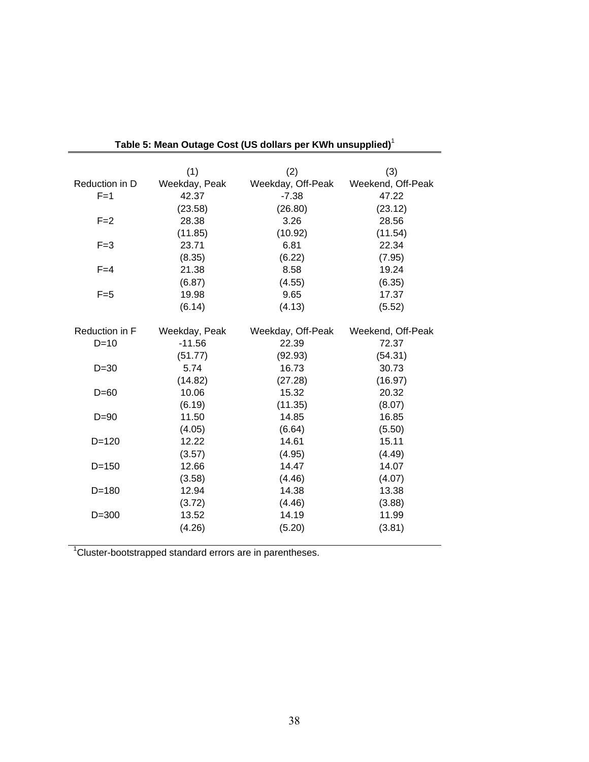**Table 5: Mean Outage Cost (US dollars per KWh unsupplied)[1]**

| | (1) | (2) | (3) |
|---|---|---|---|
| Reduction in D | Weekday, Peak | Weekday, Off-Peak | Weekend, Off-Peak |
| F=1 | 42.37 | -7.38 | 47.22 |
| | (23.58) | (26.80) | (23.12) |
| F=2 | 28.38 | 3.26 | 28.56 |
| | (11.85) | (10.92) | (11.54) |
| F=3 | 23.71 | 6.81 | 22.34 |
| | (8.35) | (6.22) | (7.95) |
| F=4 | 21.38 | 8.58 | 19.24 |
| | (6.87) | (4.55) | (6.35) |
| F=5 | 19.98 | 9.65 | 17.37 |
| | (6.14) | (4.13) | (5.52) |
| Reduction in F | Weekday, Peak | Weekday, Off-Peak | Weekend, Off-Peak |
| D=10 | -11.56 | 22.39 | 72.37 |
| | (51.77) | (92.93) | (54.31) |
| D=30 | 5.74 | 16.73 | 30.73 |
| | (14.82) | (27.28) | (16.97) |
| D=60 | 10.06 | 15.32 | 20.32 |
| | (6.19) | (11.35) | (8.07) |
| D=90 | 11.50 | 14.85 | 16.85 |
| | (4.05) | (6.64) | (5.50) |
| D=120 | 12.22 | 14.61 | 15.11 |
| | (3.57) | (4.95) | (4.49) |
| D=150 | 12.66 | 14.47 | 14.07 |
| | (3.58) | (4.46) | (4.07) |
| D=180 | 12.94 | 14.38 | 13.38 |
| | (3.72) | (4.46) | (3.88) |
| D=300 | 13.52 | 14.19 | 11.99 |
| | (4.26) | (5.20) | (3.81) |

[1]Cluster-bootstrapped standard errors are in parentheses.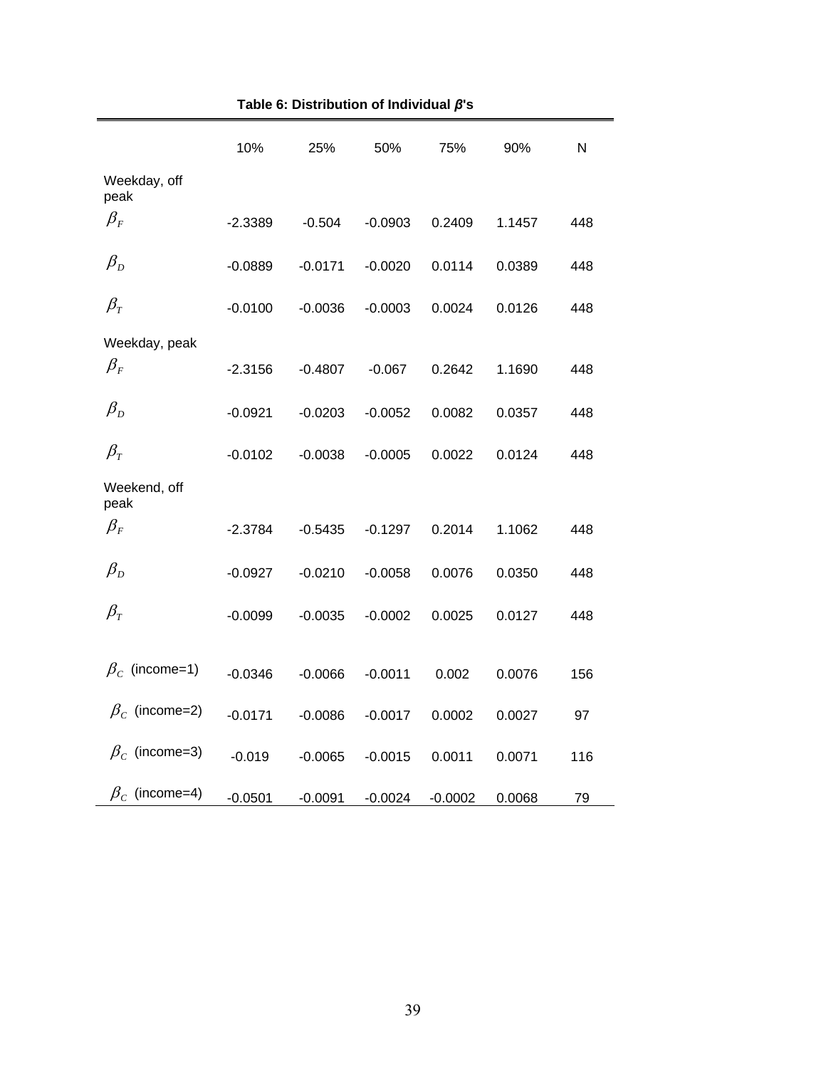**Table 6: Distribution of Individual $\beta$'s**

| | 10% | 25% | 50% | 75% | 90% | N |
|---|---|---|---|---|---|---|
| Weekday, off peak | | | | | | |
| $\beta_F$ | -2.3389 | -0.504 | -0.0903 | 0.2409 | 1.1457 | 448 |
| $\beta_D$ | -0.0889 | -0.0171 | -0.0020 | 0.0114 | 0.0389 | 448 |
| $\beta_T$ | -0.0100 | -0.0036 | -0.0003 | 0.0024 | 0.0126 | 448 |
| Weekday, peak | | | | | | |
| $\beta_F$ | -2.3156 | -0.4807 | -0.067 | 0.2642 | 1.1690 | 448 |
| $\beta_D$ | -0.0921 | -0.0203 | -0.0052 | 0.0082 | 0.0357 | 448 |
| $\beta_T$ | -0.0102 | -0.0038 | -0.0005 | 0.0022 | 0.0124 | 448 |
| Weekend, off peak | | | | | | |
| $\beta_F$ | -2.3784 | -0.5435 | -0.1297 | 0.2014 | 1.1062 | 448 |
| $\beta_D$ | -0.0927 | -0.0210 | -0.0058 | 0.0076 | 0.0350 | 448 |
| $\beta_T$ | -0.0099 | -0.0035 | -0.0002 | 0.0025 | 0.0127 | 448 |
| $\beta_C$ (income=1) | -0.0346 | -0.0066 | -0.0011 | 0.002 | 0.0076 | 156 |
| $\beta_C$ (income=2) | -0.0171 | -0.0086 | -0.0017 | 0.0002 | 0.0027 | 97 |
| $\beta_C$ (income=3) | -0.019 | -0.0065 | -0.0015 | 0.0011 | 0.0071 | 116 |
| $\beta_C$ (income=4) | -0.0501 | -0.0091 | -0.0024 | -0.0002 | 0.0068 | 79 |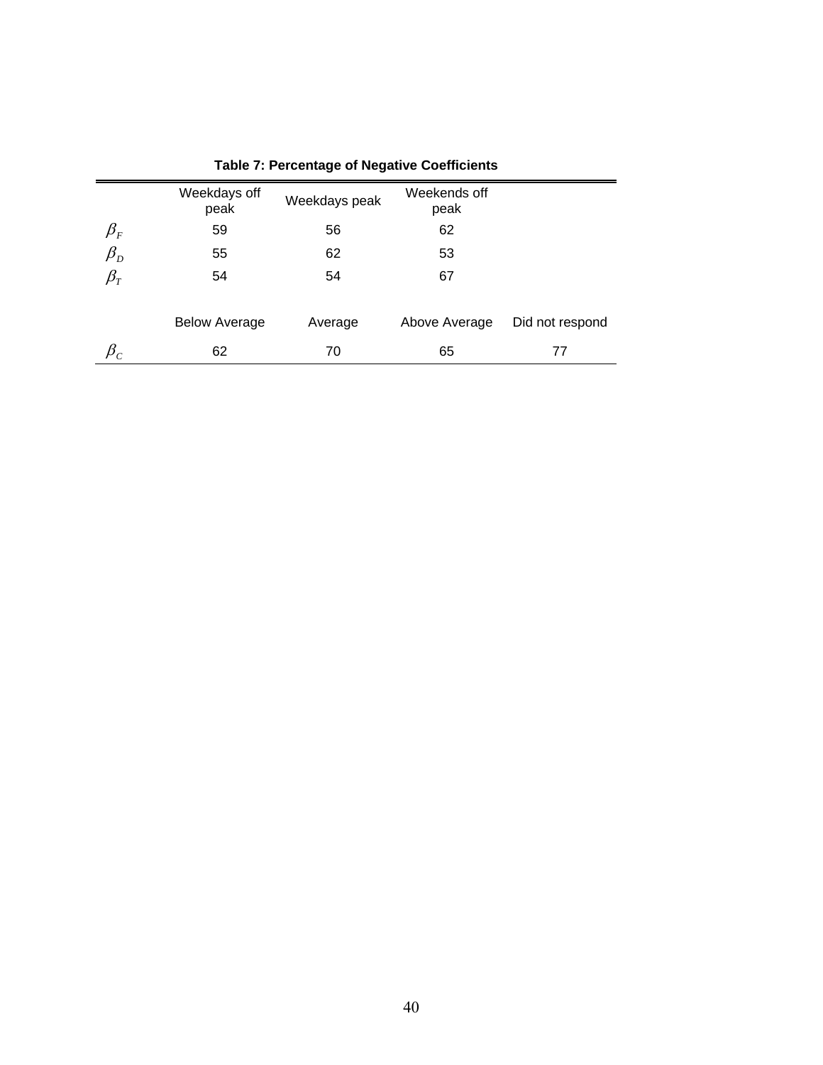**Table 7: Percentage of Negative Coefficients**

| | Weekdays off peak | Weekdays peak | Weekends off peak | |
|---|---|---|---|---|
| $\beta_F$ | 59 | 56 | 62 | |
| $\beta_D$ | 55 | 62 | 53 | |
| $\beta_T$ | 54 | 54 | 67 | |
| | Below Average | Average | Above Average | Did not respond |
| $\beta_C$ | 62 | 70 | 65 | 77 |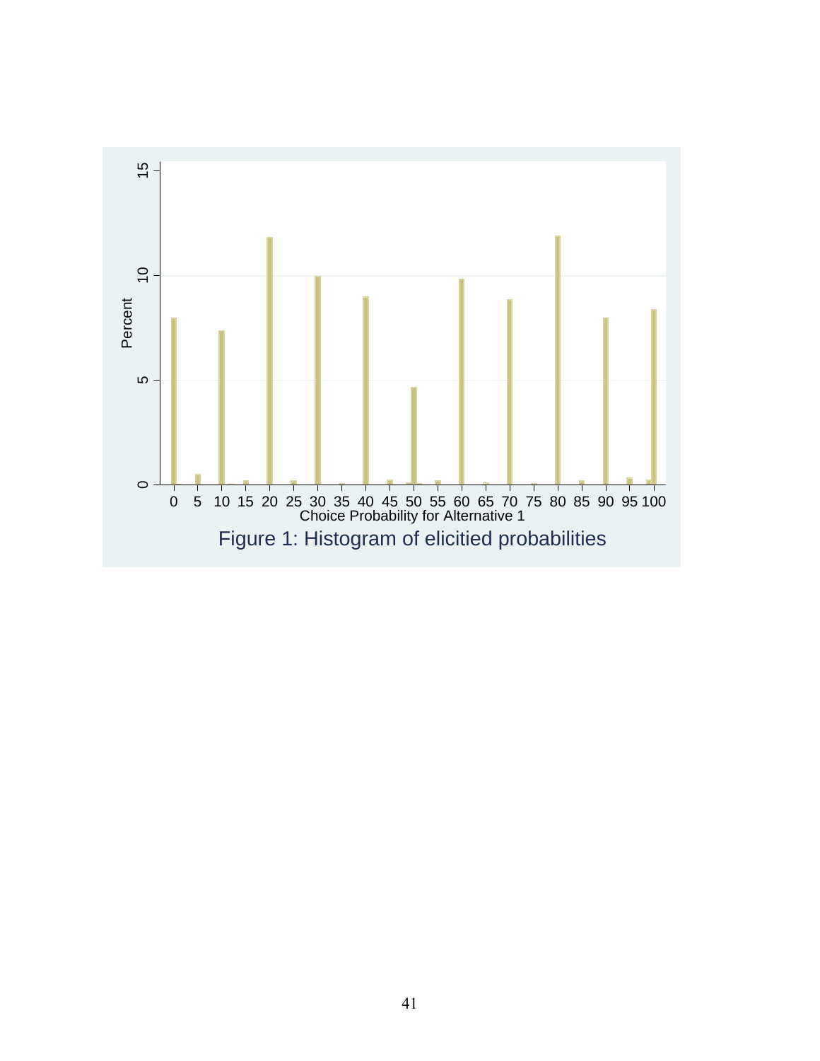Figure 1: Histogram of elicitied probabilities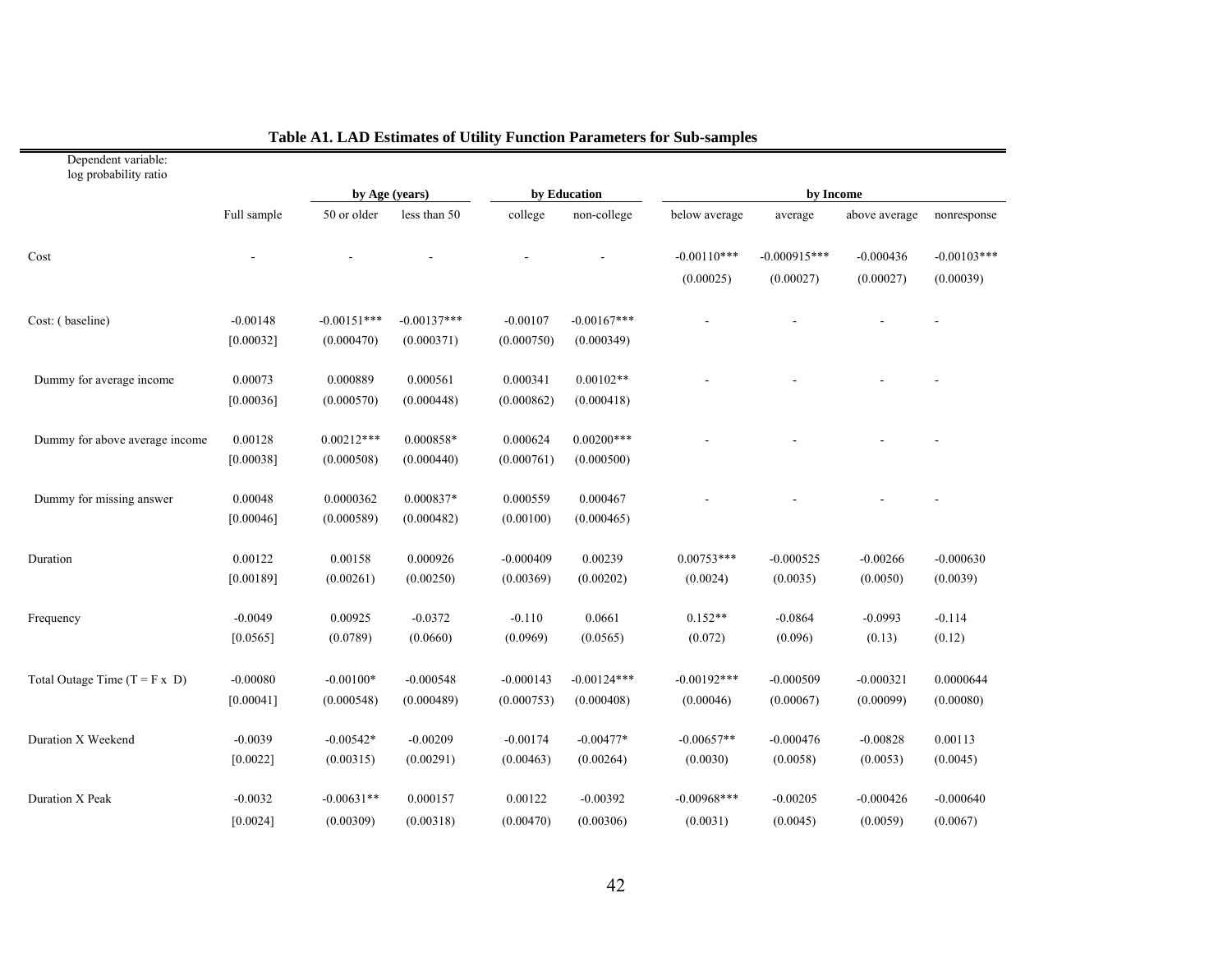**Table A1. LAD Estimates of Utility Function Parameters for Sub-samples**

| Dependent variable: log probability ratio | | by Age (years) | | by Education | | by Income | | | |
|---|---|---|---|---|---|---|---|---|---|
| | Full sample | 50 or older | less than 50 | college | non-college | below average | average | above average | nonresponse |
| Cost | - | - | - | - | - | -0.00110*** | -0.000915*** | -0.000436 | -0.00103*** |
| | | | | | | (0.00025) | (0.00027) | (0.00027) | (0.00039) |
| Cost: ( baseline) | -0.00148 | -0.00151*** | -0.00137*** | -0.00107 | -0.00167*** | - | - | - | - |
| | [0.00032] | (0.000470) | (0.000371) | (0.000750) | (0.000349) | | | | |
| Dummy for average income | 0.00073 | 0.000889 | 0.000561 | 0.000341 | 0.00102** | - | - | - | - |
| | [0.00036] | (0.000570) | (0.000448) | (0.000862) | (0.000418) | | | | |
| Dummy for above average income | 0.00128 | 0.00212*** | 0.000858* | 0.000624 | 0.00200*** | - | - | - | - |
| | [0.00038] | (0.000508) | (0.000440) | (0.000761) | (0.000500) | | | | |
| Dummy for missing answer | 0.00048 | 0.0000362 | 0.000837* | 0.000559 | 0.000467 | - | - | - | - |
| | [0.00046] | (0.000589) | (0.000482) | (0.00100) | (0.000465) | | | | |
| Duration | 0.00122 | 0.00158 | 0.000926 | -0.000409 | 0.00239 | 0.00753*** | -0.000525 | -0.00266 | -0.000630 |
| | [0.00189] | (0.00261) | (0.00250) | (0.00369) | (0.00202) | (0.0024) | (0.0035) | (0.0050) | (0.0039) |
| Frequency | -0.0049 | 0.00925 | -0.0372 | -0.110 | 0.0661 | 0.152** | -0.0864 | -0.0993 | -0.114 |
| | [0.0565] | (0.0789) | (0.0660) | (0.0969) | (0.0565) | (0.072) | (0.096) | (0.13) | (0.12) |
| Total Outage Time (T = F x D) | -0.00080 | -0.00100* | -0.000548 | -0.000143 | -0.00124*** | -0.00192*** | -0.000509 | -0.000321 | 0.0000644 |
| | [0.00041] | (0.000548) | (0.000489) | (0.000753) | (0.000408) | (0.00046) | (0.00067) | (0.00099) | (0.00080) |
| Duration X Weekend | -0.0039 | -0.00542* | -0.00209 | -0.00174 | -0.00477* | -0.00657** | -0.000476 | -0.00828 | 0.00113 |
| | [0.0022] | (0.00315) | (0.00291) | (0.00463) | (0.00264) | (0.0030) | (0.0058) | (0.0053) | (0.0045) |
| Duration X Peak | -0.0032 | -0.00631** | 0.000157 | 0.00122 | -0.00392 | -0.00968*** | -0.00205 | -0.000426 | -0.000640 |
| | [0.0024] | (0.00309) | (0.00318) | (0.00470) | (0.00306) | (0.0031) | (0.0045) | (0.0059) | (0.0067) |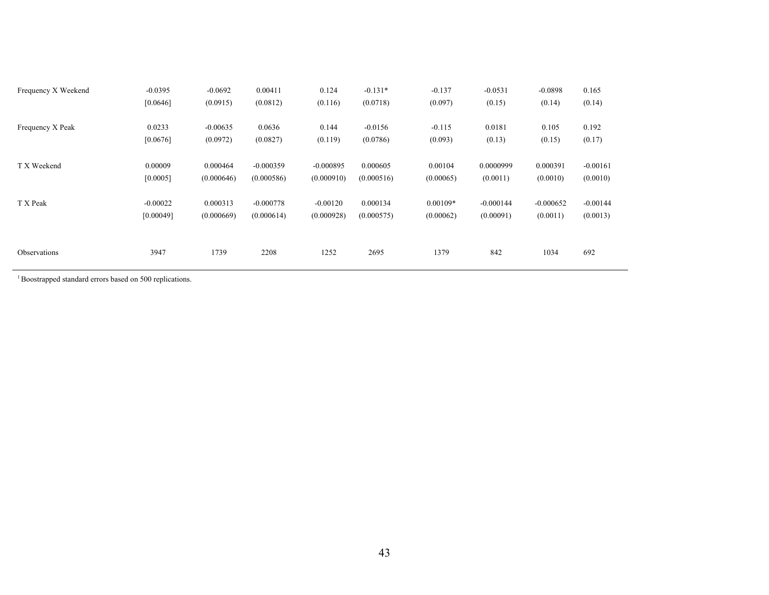| | | | | | | | | | |
|---|---|---|---|---|---|---|---|---|---|
| Frequency X Weekend | -0.0395 | -0.0692 | 0.00411 | 0.124 | -0.131* | -0.137 | -0.0531 | -0.0898 | 0.165 |
| | [0.0646] | (0.0915) | (0.0812) | (0.116) | (0.0718) | (0.097) | (0.15) | (0.14) | (0.14) |
| Frequency X Peak | 0.0233 | -0.00635 | 0.0636 | 0.144 | -0.0156 | -0.115 | 0.0181 | 0.105 | 0.192 |
| | [0.0676] | (0.0972) | (0.0827) | (0.119) | (0.0786) | (0.093) | (0.13) | (0.15) | (0.17) |
| T X Weekend | 0.00009 | 0.000464 | -0.000359 | -0.000895 | 0.000605 | 0.00104 | 0.0000999 | 0.000391 | -0.00161 |
| | [0.0005] | (0.000646) | (0.000586) | (0.000910) | (0.000516) | (0.00065) | (0.0011) | (0.0010) | (0.0010) |
| T X Peak | -0.00022 | 0.000313 | -0.000778 | -0.00120 | 0.000134 | 0.00109* | -0.000144 | -0.000652 | -0.00144 |
| | [0.00049] | (0.000669) | (0.000614) | (0.000928) | (0.000575) | (0.00062) | (0.00091) | (0.0011) | (0.0013) |
| Observations | 3947 | 1739 | 2208 | 1252 | 2695 | 1379 | 842 | 1034 | 692 |

[1] Boostrapped standard errors based on 500 replications.